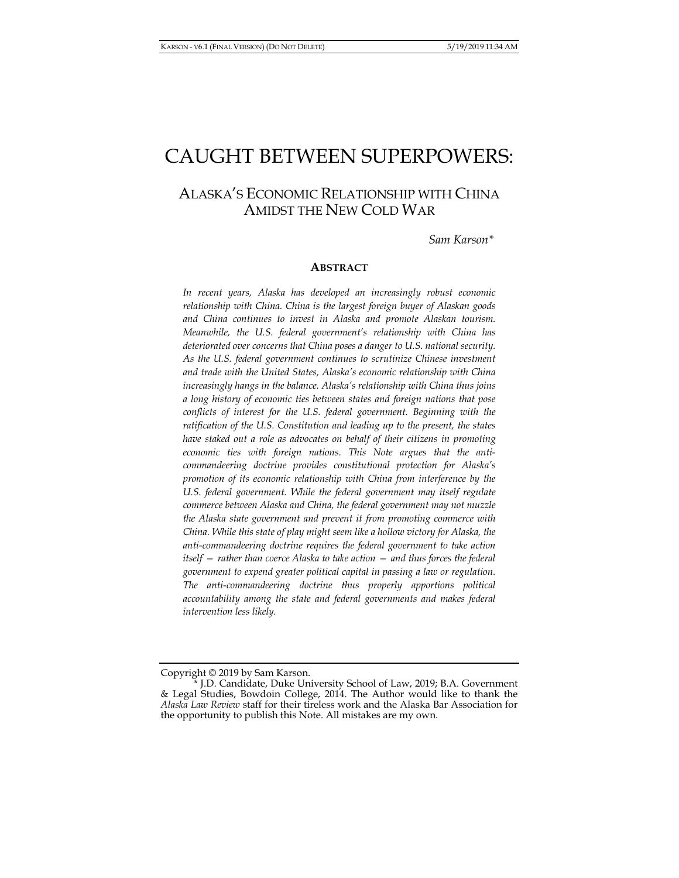# CAUGHT BETWEEN SUPERPOWERS:

## ALASKA'S ECONOMIC RELATIONSHIP WITH CHINA AMIDST THE NEW COLD WAR

*Sam Karson\**

### ABSTRACT

*In recent years, Alaska has developed an increasingly robust economic relationship with China. China is the largest foreign buyer of Alaskan goods and China continues to invest in Alaska and promote Alaskan tourism. Meanwhile, the U.S. federal government's relationship with China has deteriorated over concerns that China poses a danger to U.S. national security. As the U.S. federal government continues to scrutinize Chinese investment and trade with the United States, Alaska's economic relationship with China increasingly hangs in the balance. Alaska's relationship with China thus joins a long history of economic ties between states and foreign nations that pose conflicts of interest for the U.S. federal government. Beginning with the ratification of the U.S. Constitution and leading up to the present, the states have staked out a role as advocates on behalf of their citizens in promoting economic ties with foreign nations. This Note argues that the anti-commandeering doctrine provides constitutional protection for Alaska's promotion of its economic relationship with China from interference by the U.S. federal government. While the federal government may itself regulate commerce between Alaska and China, the federal government may not muzzle the Alaska state government and prevent it from promoting commerce with China. While this state of play might seem like a hollow victory for Alaska, the anti-commandeering doctrine requires the federal government to take action itself — rather than coerce Alaska to take action — and thus forces the federal government to expend greater political capital in passing a law or regulation. The anti-commandeering doctrine thus properly apportions political accountability among the state and federal governments and makes federal intervention less likely.*

---

Copyright © 2019 by Sam Karson.

\* J.D. Candidate, Duke University School of Law, 2019; B.A. Government & Legal Studies, Bowdoin College, 2014. The Author would like to thank the *Alaska Law Review* staff for their tireless work and the Alaska Bar Association for the opportunity to publish this Note. All mistakes are my own.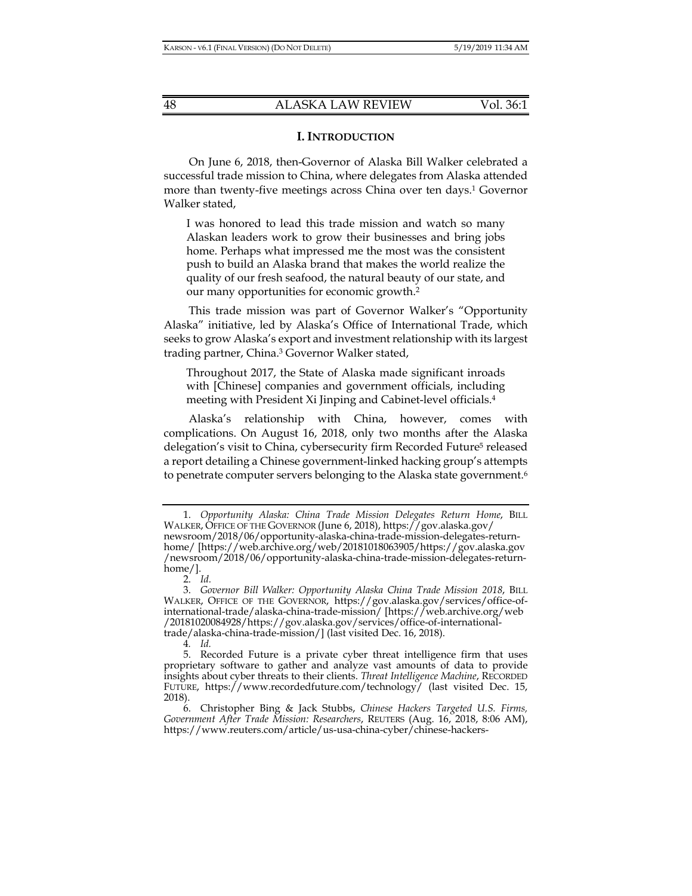## I. INTRODUCTION

On June 6, 2018, then-Governor of Alaska Bill Walker celebrated a successful trade mission to China, where delegates from Alaska attended more than twenty-five meetings across China over ten days.[1] Governor Walker stated,

> I was honored to lead this trade mission and watch so many Alaskan leaders work to grow their businesses and bring jobs home. Perhaps what impressed me the most was the consistent push to build an Alaska brand that makes the world realize the quality of our fresh seafood, the natural beauty of our state, and our many opportunities for economic growth.[2]

This trade mission was part of Governor Walker's "Opportunity Alaska" initiative, led by Alaska's Office of International Trade, which seeks to grow Alaska's export and investment relationship with its largest trading partner, China.[3] Governor Walker stated,

> Throughout 2017, the State of Alaska made significant inroads with [Chinese] companies and government officials, including meeting with President Xi Jinping and Cabinet-level officials.[4]

Alaska's relationship with China, however, comes with complications. On August 16, 2018, only two months after the Alaska delegation's visit to China, cybersecurity firm Recorded Future[5] released a report detailing a Chinese government-linked hacking group's attempts to penetrate computer servers belonging to the Alaska state government.[6]

---

1. *Opportunity Alaska: China Trade Mission Delegates Return Home*, BILL WALKER, OFFICE OF THE GOVERNOR (June 6, 2018), https://gov.alaska.gov/newsroom/2018/06/opportunity-alaska-china-trade-mission-delegates-return-home/ [https://web.archive.org/web/20181018063905/https://gov.alaska.gov/newsroom/2018/06/opportunity-alaska-china-trade-mission-delegates-return-home/].

2. *Id.*

3. *Governor Bill Walker: Opportunity Alaska China Trade Mission 2018*, BILL WALKER, OFFICE OF THE GOVERNOR, https://gov.alaska.gov/services/office-of-international-trade/alaska-china-trade-mission/ [https://web.archive.org/web/20181020084928/https://gov.alaska.gov/services/office-of-international-trade/alaska-china-trade-mission/] (last visited Dec. 16, 2018).

4. *Id.*

5. Recorded Future is a private cyber threat intelligence firm that uses proprietary software to gather and analyze vast amounts of data to provide insights about cyber threats to their clients. *Threat Intelligence Machine*, RECORDED FUTURE, https://www.recordedfuture.com/technology/ (last visited Dec. 15, 2018).

6. Christopher Bing & Jack Stubbs, *Chinese Hackers Targeted U.S. Firms, Government After Trade Mission: Researchers*, REUTERS (Aug. 16, 2018, 8:06 AM), https://www.reuters.com/article/us-usa-china-cyber/chinese-hackers-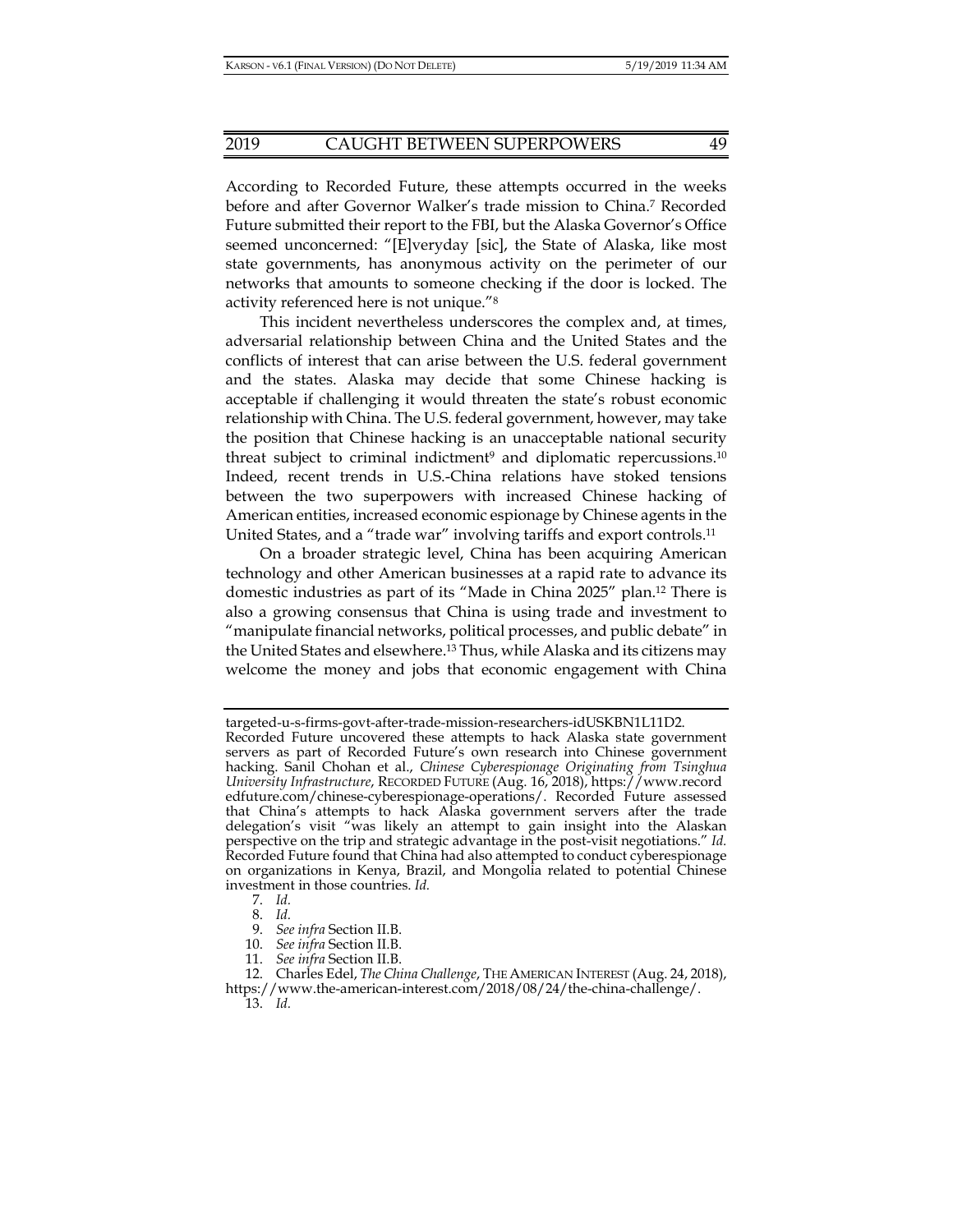According to Recorded Future, these attempts occurred in the weeks before and after Governor Walker's trade mission to China.[7] Recorded Future submitted their report to the FBI, but the Alaska Governor's Office seemed unconcerned: "[E]veryday [sic], the State of Alaska, like most state governments, has anonymous activity on the perimeter of our networks that amounts to someone checking if the door is locked. The activity referenced here is not unique."[8]

This incident nevertheless underscores the complex and, at times, adversarial relationship between China and the United States and the conflicts of interest that can arise between the U.S. federal government and the states. Alaska may decide that some Chinese hacking is acceptable if challenging it would threaten the state's robust economic relationship with China. The U.S. federal government, however, may take the position that Chinese hacking is an unacceptable national security threat subject to criminal indictment[9] and diplomatic repercussions.[10] Indeed, recent trends in U.S.-China relations have stoked tensions between the two superpowers with increased Chinese hacking of American entities, increased economic espionage by Chinese agents in the United States, and a "trade war" involving tariffs and export controls.[11]

On a broader strategic level, China has been acquiring American technology and other American businesses at a rapid rate to advance its domestic industries as part of its "Made in China 2025" plan.[12] There is also a growing consensus that China is using trade and investment to "manipulate financial networks, political processes, and public debate" in the United States and elsewhere.[13] Thus, while Alaska and its citizens may welcome the money and jobs that economic engagement with China

---

targeted-u-s-firms-govt-after-trade-mission-researchers-idUSKBN1L11D2. Recorded Future uncovered these attempts to hack Alaska state government servers as part of Recorded Future's own research into Chinese government hacking. Sanil Chohan et al., *Chinese Cyberespionage Originating from Tsinghua University Infrastructure*, RECORDED FUTURE (Aug. 16, 2018), https://www.recordedfuture.com/chinese-cyberespionage-operations/. Recorded Future assessed that China's attempts to hack Alaska government servers after the trade delegation's visit "was likely an attempt to gain insight into the Alaskan perspective on the trip and strategic advantage in the post-visit negotiations." *Id.* Recorded Future found that China had also attempted to conduct cyberespionage on organizations in Kenya, Brazil, and Mongolia related to potential Chinese investment in those countries. *Id.*

7. *Id.*

8. *Id.*

9. *See infra* Section II.B.

10. *See infra* Section II.B.

11. *See infra* Section II.B.

12. Charles Edel, *The China Challenge*, THE AMERICAN INTEREST (Aug. 24, 2018), https://www.the-american-interest.com/2018/08/24/the-china-challenge/.

13. *Id.*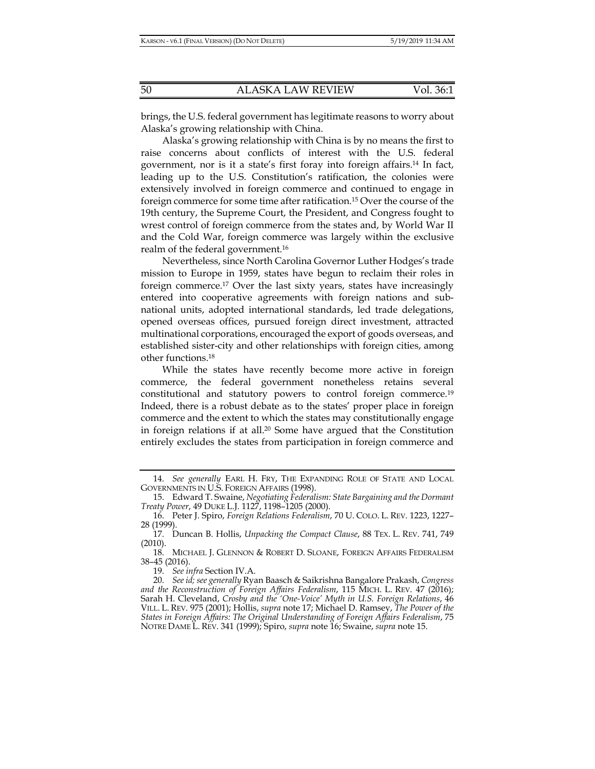brings, the U.S. federal government has legitimate reasons to worry about Alaska's growing relationship with China.

Alaska's growing relationship with China is by no means the first to raise concerns about conflicts of interest with the U.S. federal government, nor is it a state's first foray into foreign affairs.[14] In fact, leading up to the U.S. Constitution's ratification, the colonies were extensively involved in foreign commerce and continued to engage in foreign commerce for some time after ratification.[15] Over the course of the 19th century, the Supreme Court, the President, and Congress fought to wrest control of foreign commerce from the states and, by World War II and the Cold War, foreign commerce was largely within the exclusive realm of the federal government.[16]

Nevertheless, since North Carolina Governor Luther Hodges's trade mission to Europe in 1959, states have begun to reclaim their roles in foreign commerce.[17] Over the last sixty years, states have increasingly entered into cooperative agreements with foreign nations and sub-national units, adopted international standards, led trade delegations, opened overseas offices, pursued foreign direct investment, attracted multinational corporations, encouraged the export of goods overseas, and established sister-city and other relationships with foreign cities, among other functions.[18]

While the states have recently become more active in foreign commerce, the federal government nonetheless retains several constitutional and statutory powers to control foreign commerce.[19] Indeed, there is a robust debate as to the states' proper place in foreign commerce and the extent to which the states may constitutionally engage in foreign relations if at all.[20] Some have argued that the Constitution entirely excludes the states from participation in foreign commerce and

---

14. *See generally* EARL H. FRY, THE EXPANDING ROLE OF STATE AND LOCAL GOVERNMENTS IN U.S. FOREIGN AFFAIRS (1998).

15. Edward T. Swaine, *Negotiating Federalism: State Bargaining and the Dormant Treaty Power*, 49 DUKE L.J. 1127, 1198–1205 (2000).

16. Peter J. Spiro, *Foreign Relations Federalism*, 70 U. COLO. L. REV. 1223, 1227–28 (1999).

17. Duncan B. Hollis, *Unpacking the Compact Clause*, 88 TEX. L. REV. 741, 749 (2010).

18. MICHAEL J. GLENNON & ROBERT D. SLOANE, FOREIGN AFFAIRS FEDERALISM 38–45 (2016).

19. *See infra* Section IV.A.

20. *See id; see generally* Ryan Baasch & Saikrishna Bangalore Prakash, *Congress and the Reconstruction of Foreign Affairs Federalism*, 115 MICH. L. REV. 47 (2016); Sarah H. Cleveland, *Crosby and the 'One-Voice' Myth in U.S. Foreign Relations*, 46 VILL. L. REV. 975 (2001); Hollis, *supra* note 17; Michael D. Ramsey, *The Power of the States in Foreign Affairs: The Original Understanding of Foreign Affairs Federalism*, 75 NOTRE DAME L. REV. 341 (1999); Spiro, *supra* note 16; Swaine, *supra* note 15.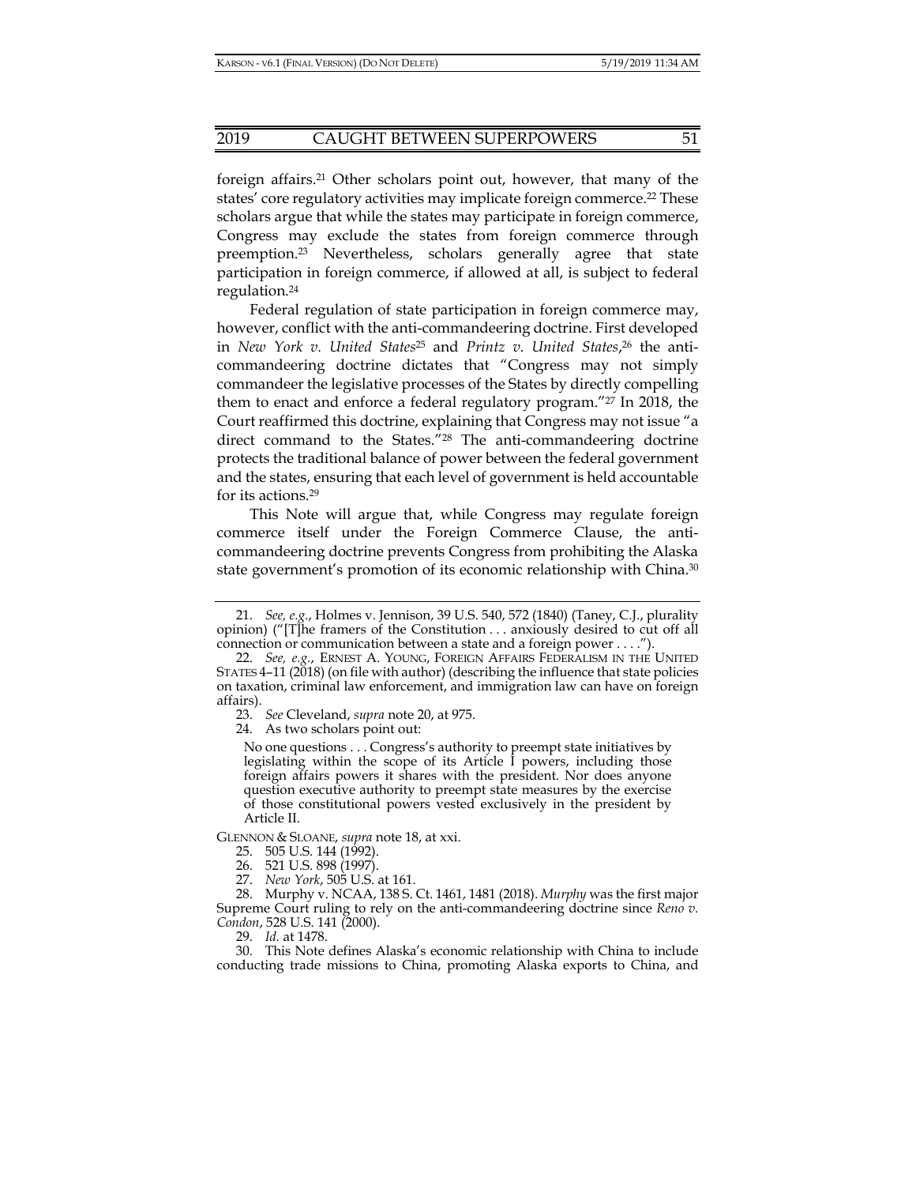foreign affairs.[21] Other scholars point out, however, that many of the states' core regulatory activities may implicate foreign commerce.[22] These scholars argue that while the states may participate in foreign commerce, Congress may exclude the states from foreign commerce through preemption.[23] Nevertheless, scholars generally agree that state participation in foreign commerce, if allowed at all, is subject to federal regulation.[24]

Federal regulation of state participation in foreign commerce may, however, conflict with the anti-commandeering doctrine. First developed in *New York v. United States*[25] and *Printz v. United States*,[26] the anti-commandeering doctrine dictates that "Congress may not simply commandeer the legislative processes of the States by directly compelling them to enact and enforce a federal regulatory program."[27] In 2018, the Court reaffirmed this doctrine, explaining that Congress may not issue "a direct command to the States."[28] The anti-commandeering doctrine protects the traditional balance of power between the federal government and the states, ensuring that each level of government is held accountable for its actions.[29]

This Note will argue that, while Congress may regulate foreign commerce itself under the Foreign Commerce Clause, the anti-commandeering doctrine prevents Congress from prohibiting the Alaska state government's promotion of its economic relationship with China.[30]

---

21. *See, e.g.*, Holmes v. Jennison, 39 U.S. 540, 572 (1840) (Taney, C.J., plurality opinion) ("[T]he framers of the Constitution . . . anxiously desired to cut off all connection or communication between a state and a foreign power . . . .").

22. *See, e.g.*, ERNEST A. YOUNG, FOREIGN AFFAIRS FEDERALISM IN THE UNITED STATES 4–11 (2018) (on file with author) (describing the influence that state policies on taxation, criminal law enforcement, and immigration law can have on foreign affairs).

23. *See* Cleveland, *supra* note 20, at 975.

24. As two scholars point out:

> No one questions . . . Congress's authority to preempt state initiatives by legislating within the scope of its Article I powers, including those foreign affairs powers it shares with the president. Nor does anyone question executive authority to preempt state measures by the exercise of those constitutional powers vested exclusively in the president by Article II.

GLENNON & SLOANE, *supra* note 18, at xxi.

25. 505 U.S. 144 (1992).

26. 521 U.S. 898 (1997).

27. *New York*, 505 U.S. at 161.

28. Murphy v. NCAA, 138 S. Ct. 1461, 1481 (2018). *Murphy* was the first major Supreme Court ruling to rely on the anti-commandeering doctrine since *Reno v. Condon*, 528 U.S. 141 (2000).

29. *Id.* at 1478.

30. This Note defines Alaska's economic relationship with China to include conducting trade missions to China, promoting Alaska exports to China, and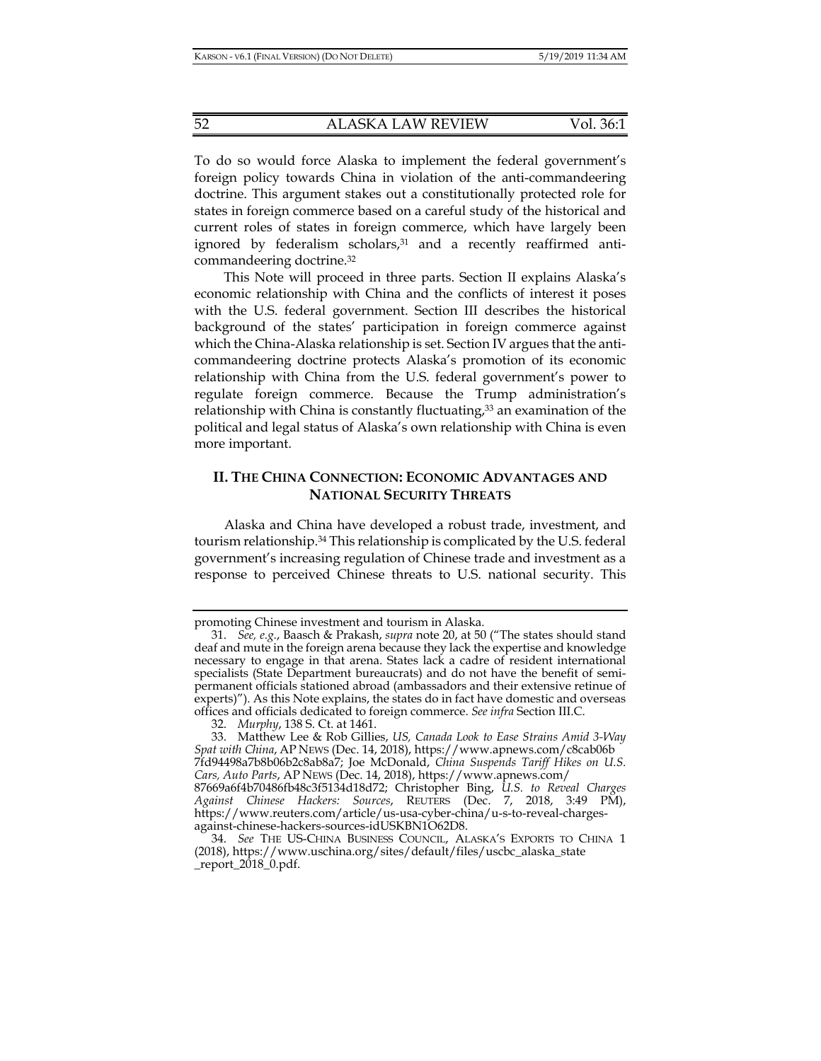To do so would force Alaska to implement the federal government's foreign policy towards China in violation of the anti-commandeering doctrine. This argument stakes out a constitutionally protected role for states in foreign commerce based on a careful study of the historical and current roles of states in foreign commerce, which have largely been ignored by federalism scholars,[31] and a recently reaffirmed anti-commandeering doctrine.[32]

This Note will proceed in three parts. Section II explains Alaska's economic relationship with China and the conflicts of interest it poses with the U.S. federal government. Section III describes the historical background of the states' participation in foreign commerce against which the China-Alaska relationship is set. Section IV argues that the anti-commandeering doctrine protects Alaska's promotion of its economic relationship with China from the U.S. federal government's power to regulate foreign commerce. Because the Trump administration's relationship with China is constantly fluctuating,[33] an examination of the political and legal status of Alaska's own relationship with China is even more important.

## II. THE CHINA CONNECTION: ECONOMIC ADVANTAGES AND NATIONAL SECURITY THREATS

Alaska and China have developed a robust trade, investment, and tourism relationship.[34] This relationship is complicated by the U.S. federal government's increasing regulation of Chinese trade and investment as a response to perceived Chinese threats to U.S. national security. This

---

promoting Chinese investment and tourism in Alaska.

31. *See, e.g.*, Baasch & Prakash, *supra* note 20, at 50 ("The states should stand deaf and mute in the foreign arena because they lack the expertise and knowledge necessary to engage in that arena. States lack a cadre of resident international specialists (State Department bureaucrats) and do not have the benefit of semi-permanent officials stationed abroad (ambassadors and their extensive retinue of experts)"). As this Note explains, the states do in fact have domestic and overseas offices and officials dedicated to foreign commerce. *See infra* Section III.C.

32. *Murphy*, 138 S. Ct. at 1461.

33. Matthew Lee & Rob Gillies, *US, Canada Look to Ease Strains Amid 3-Way Spat with China*, AP NEWS (Dec. 14, 2018), https://www.apnews.com/c8cab06b7fd94498a7b8b06b2c8ab8a7; Joe McDonald, *China Suspends Tariff Hikes on U.S. Cars, Auto Parts*, AP NEWS (Dec. 14, 2018), https://www.apnews.com/87669a6f4b70486fb48c3f5134d18d72; Christopher Bing, *U.S. to Reveal Charges Against Chinese Hackers: Sources*, REUTERS (Dec. 7, 2018, 3:49 PM), https://www.reuters.com/article/us-usa-cyber-china/u-s-to-reveal-charges-against-chinese-hackers-sources-idUSKBN1O62D8.

34. *See* THE US-CHINA BUSINESS COUNCIL, ALASKA'S EXPORTS TO CHINA 1 (2018), https://www.uschina.org/sites/default/files/uscbc_alaska_state_report_2018_0.pdf.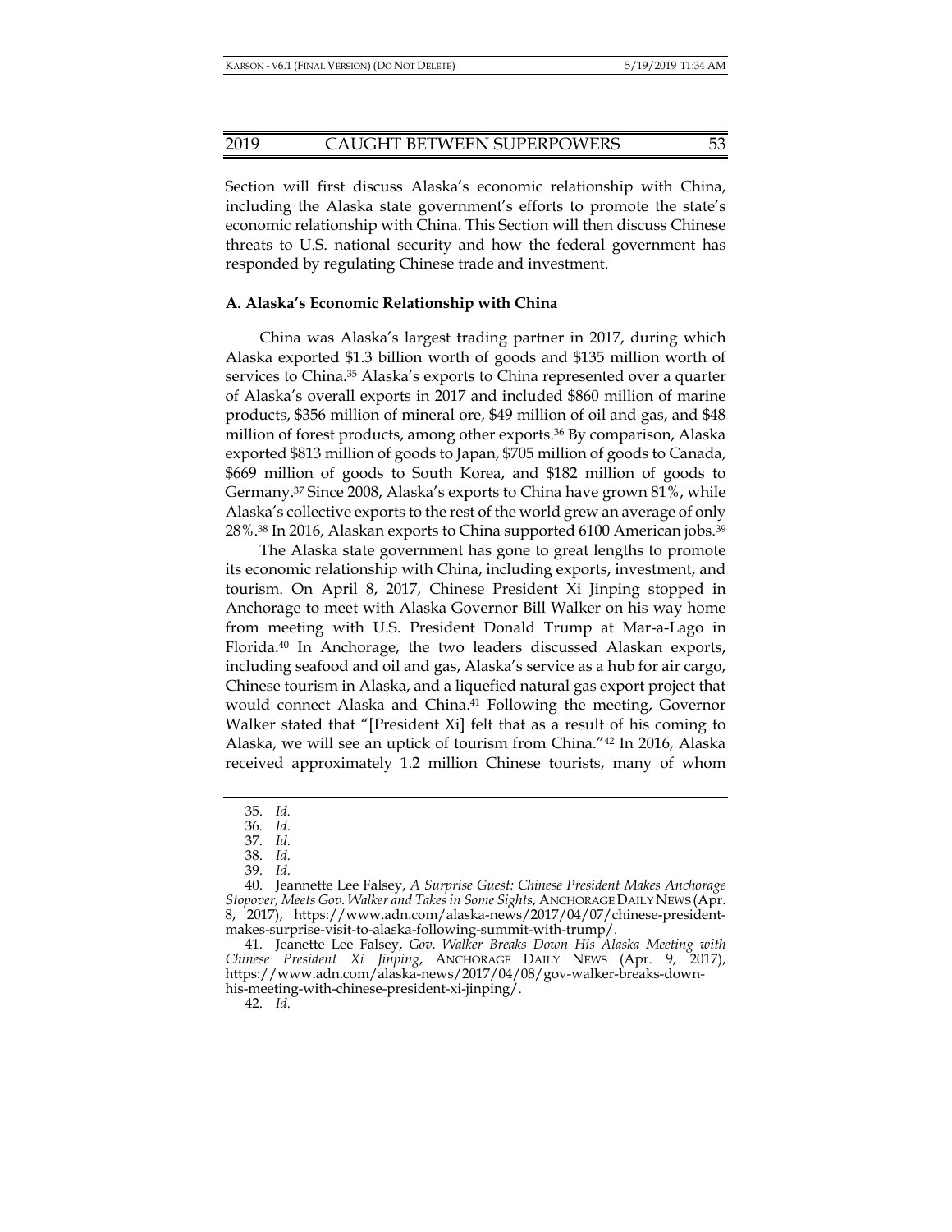Section will first discuss Alaska's economic relationship with China, including the Alaska state government's efforts to promote the state's economic relationship with China. This Section will then discuss Chinese threats to U.S. national security and how the federal government has responded by regulating Chinese trade and investment.

### A. Alaska's Economic Relationship with China

China was Alaska's largest trading partner in 2017, during which Alaska exported $1.3 billion worth of goods and $135 million worth of services to China.[35] Alaska's exports to China represented over a quarter of Alaska's overall exports in 2017 and included $860 million of marine products, $356 million of mineral ore, $49 million of oil and gas, and $48 million of forest products, among other exports.[36] By comparison, Alaska exported $813 million of goods to Japan, $705 million of goods to Canada, $669 million of goods to South Korea, and $182 million of goods to Germany.[37] Since 2008, Alaska's exports to China have grown 81%, while Alaska's collective exports to the rest of the world grew an average of only 28%.[38] In 2016, Alaskan exports to China supported 6100 American jobs.[39]

The Alaska state government has gone to great lengths to promote its economic relationship with China, including exports, investment, and tourism. On April 8, 2017, Chinese President Xi Jinping stopped in Anchorage to meet with Alaska Governor Bill Walker on his way home from meeting with U.S. President Donald Trump at Mar-a-Lago in Florida.[40] In Anchorage, the two leaders discussed Alaskan exports, including seafood and oil and gas, Alaska's service as a hub for air cargo, Chinese tourism in Alaska, and a liquefied natural gas export project that would connect Alaska and China.[41] Following the meeting, Governor Walker stated that "[President Xi] felt that as a result of his coming to Alaska, we will see an uptick of tourism from China."[42] In 2016, Alaska received approximately 1.2 million Chinese tourists, many of whom

---

35. *Id.*
36. *Id.*
37. *Id.*
38. *Id.*
39. *Id.*
40. Jeannette Lee Falsey, *A Surprise Guest: Chinese President Makes Anchorage Stopover, Meets Gov. Walker and Takes in Some Sights*, ANCHORAGE DAILY NEWS (Apr. 8, 2017), https://www.adn.com/alaska-news/2017/04/07/chinese-president-makes-surprise-visit-to-alaska-following-summit-with-trump/.
41. Jeanette Lee Falsey, *Gov. Walker Breaks Down His Alaska Meeting with Chinese President Xi Jinping*, ANCHORAGE DAILY NEWS (Apr. 9, 2017), https://www.adn.com/alaska-news/2017/04/08/gov-walker-breaks-down-his-meeting-with-chinese-president-xi-jinping/.
42. *Id.*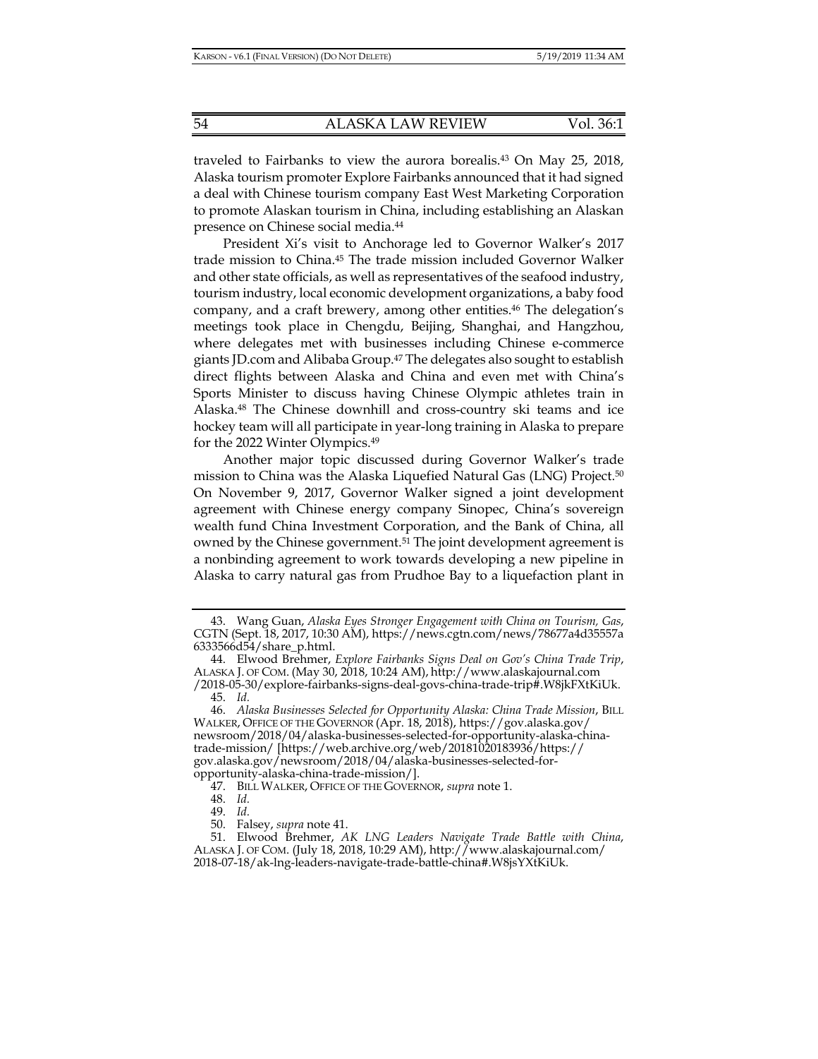traveled to Fairbanks to view the aurora borealis.[43] On May 25, 2018, Alaska tourism promoter Explore Fairbanks announced that it had signed a deal with Chinese tourism company East West Marketing Corporation to promote Alaskan tourism in China, including establishing an Alaskan presence on Chinese social media.[44]

President Xi's visit to Anchorage led to Governor Walker's 2017 trade mission to China.[45] The trade mission included Governor Walker and other state officials, as well as representatives of the seafood industry, tourism industry, local economic development organizations, a baby food company, and a craft brewery, among other entities.[46] The delegation's meetings took place in Chengdu, Beijing, Shanghai, and Hangzhou, where delegates met with businesses including Chinese e-commerce giants JD.com and Alibaba Group.[47] The delegates also sought to establish direct flights between Alaska and China and even met with China's Sports Minister to discuss having Chinese Olympic athletes train in Alaska.[48] The Chinese downhill and cross-country ski teams and ice hockey team will all participate in year-long training in Alaska to prepare for the 2022 Winter Olympics.[49]

Another major topic discussed during Governor Walker's trade mission to China was the Alaska Liquefied Natural Gas (LNG) Project.[50] On November 9, 2017, Governor Walker signed a joint development agreement with Chinese energy company Sinopec, China's sovereign wealth fund China Investment Corporation, and the Bank of China, all owned by the Chinese government.[51] The joint development agreement is a nonbinding agreement to work towards developing a new pipeline in Alaska to carry natural gas from Prudhoe Bay to a liquefaction plant in

---

43. Wang Guan, *Alaska Eyes Stronger Engagement with China on Tourism, Gas*, CGTN (Sept. 18, 2017, 10:30 AM), https://news.cgtn.com/news/78677a4d35557a6333566d54/share_p.html.

44. Elwood Brehmer, *Explore Fairbanks Signs Deal on Gov's China Trade Trip*, ALASKA J. OF COM. (May 30, 2018, 10:24 AM), http://www.alaskajournal.com/2018-05-30/explore-fairbanks-signs-deal-govs-china-trade-trip#.W8jkFXtKiUk.

45. *Id.*

46. *Alaska Businesses Selected for Opportunity Alaska: China Trade Mission*, BILL WALKER, OFFICE OF THE GOVERNOR (Apr. 18, 2018), https://gov.alaska.gov/newsroom/2018/04/alaska-businesses-selected-for-opportunity-alaska-china-trade-mission/ [https://web.archive.org/web/20181020183936/https://gov.alaska.gov/newsroom/2018/04/alaska-businesses-selected-for-opportunity-alaska-china-trade-mission/].

47. BILL WALKER, OFFICE OF THE GOVERNOR, *supra* note 1.

48. *Id.*

49. *Id.*

50. Falsey, *supra* note 41.

51. Elwood Brehmer, *AK LNG Leaders Navigate Trade Battle with China*, ALASKA J. OF COM. (July 18, 2018, 10:29 AM), http://www.alaskajournal.com/2018-07-18/ak-lng-leaders-navigate-trade-battle-china#.W8jsYXtKiUk.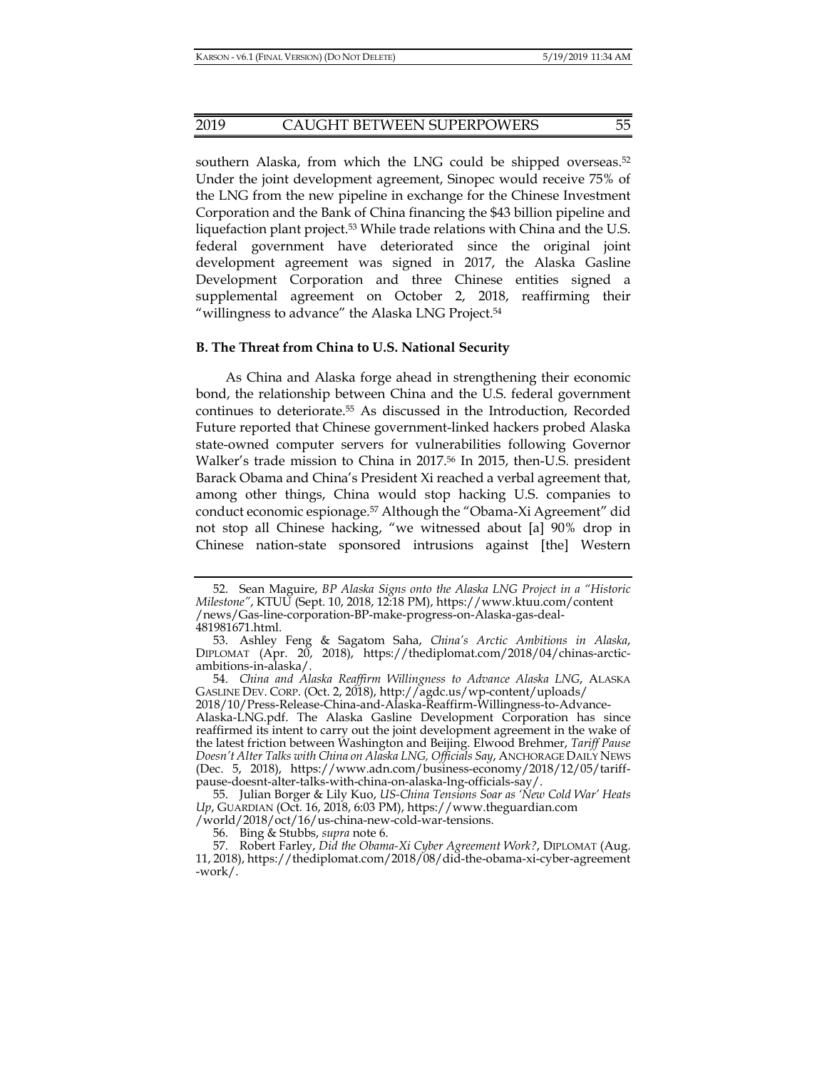southern Alaska, from which the LNG could be shipped overseas.[52] Under the joint development agreement, Sinopec would receive 75% of the LNG from the new pipeline in exchange for the Chinese Investment Corporation and the Bank of China financing the $43 billion pipeline and liquefaction plant project.[53] While trade relations with China and the U.S. federal government have deteriorated since the original joint development agreement was signed in 2017, the Alaska Gasline Development Corporation and three Chinese entities signed a supplemental agreement on October 2, 2018, reaffirming their "willingness to advance" the Alaska LNG Project.[54]

### B. The Threat from China to U.S. National Security

As China and Alaska forge ahead in strengthening their economic bond, the relationship between China and the U.S. federal government continues to deteriorate.[55] As discussed in the Introduction, Recorded Future reported that Chinese government-linked hackers probed Alaska state-owned computer servers for vulnerabilities following Governor Walker's trade mission to China in 2017.[56] In 2015, then-U.S. president Barack Obama and China's President Xi reached a verbal agreement that, among other things, China would stop hacking U.S. companies to conduct economic espionage.[57] Although the "Obama-Xi Agreement" did not stop all Chinese hacking, "we witnessed about [a] 90% drop in Chinese nation-state sponsored intrusions against [the] Western

---

52. Sean Maguire, *BP Alaska Signs onto the Alaska LNG Project in a "Historic Milestone"*, KTUU (Sept. 10, 2018, 12:18 PM), https://www.ktuu.com/content/news/Gas-line-corporation-BP-make-progress-on-Alaska-gas-deal-481981671.html.

53. Ashley Feng & Sagatom Saha, *China's Arctic Ambitions in Alaska*, DIPLOMAT (Apr. 20, 2018), https://thediplomat.com/2018/04/chinas-arctic-ambitions-in-alaska/.

54. *China and Alaska Reaffirm Willingness to Advance Alaska LNG*, ALASKA GASLINE DEV. CORP. (Oct. 2, 2018), http://agdc.us/wp-content/uploads/2018/10/Press-Release-China-and-Alaska-Reaffirm-Willingness-to-Advance-Alaska-LNG.pdf. The Alaska Gasline Development Corporation has since reaffirmed its intent to carry out the joint development agreement in the wake of the latest friction between Washington and Beijing. Elwood Brehmer, *Tariff Pause Doesn't Alter Talks with China on Alaska LNG, Officials Say*, ANCHORAGE DAILY NEWS (Dec. 5, 2018), https://www.adn.com/business-economy/2018/12/05/tariff-pause-doesnt-alter-talks-with-china-on-alaska-lng-officials-say/.

55. Julian Borger & Lily Kuo, *US-China Tensions Soar as 'New Cold War' Heats Up*, GUARDIAN (Oct. 16, 2018, 6:03 PM), https://www.theguardian.com/world/2018/oct/16/us-china-new-cold-war-tensions.

56. Bing & Stubbs, *supra* note 6.

57. Robert Farley, *Did the Obama-Xi Cyber Agreement Work?*, DIPLOMAT (Aug. 11, 2018), https://thediplomat.com/2018/08/did-the-obama-xi-cyber-agreement-work/.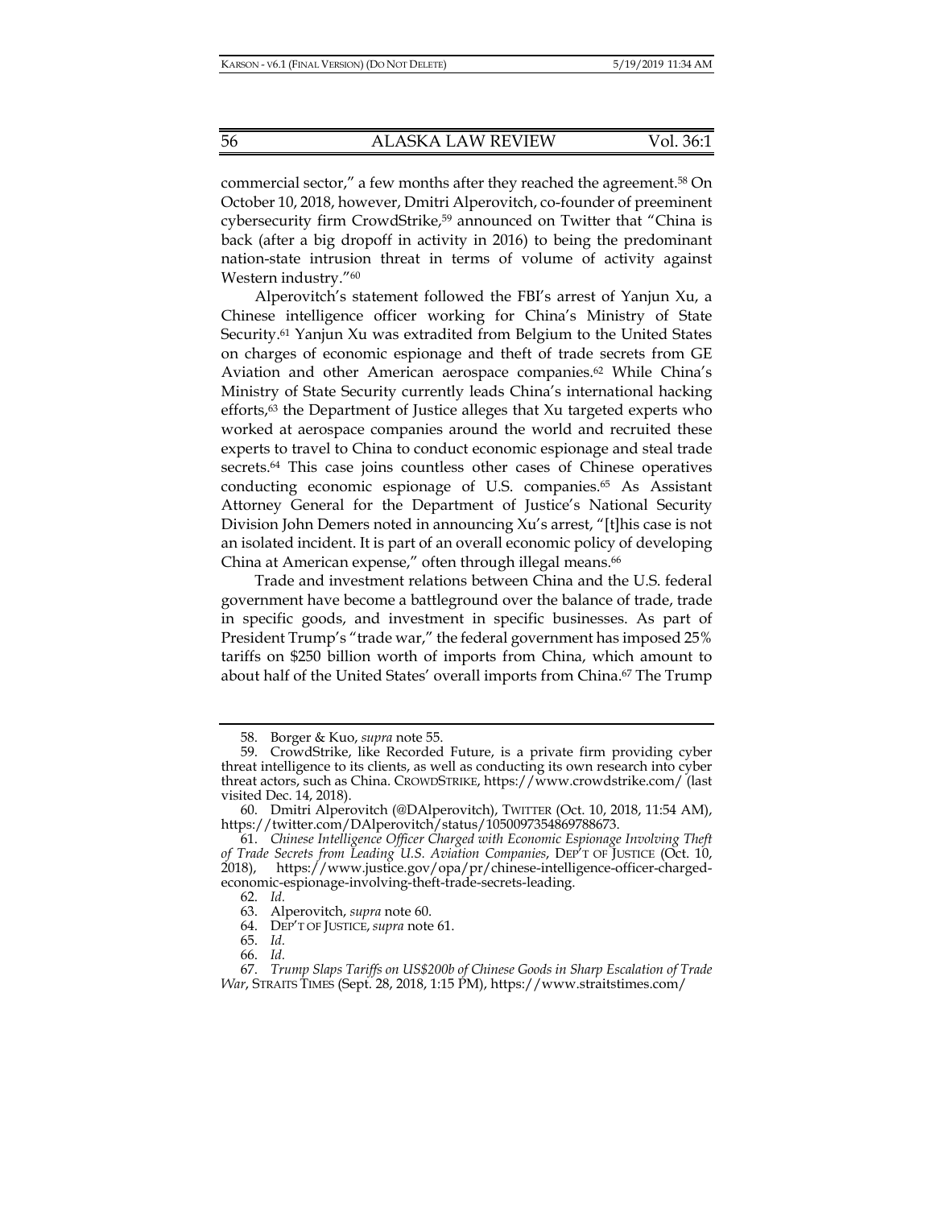commercial sector," a few months after they reached the agreement.[58] On October 10, 2018, however, Dmitri Alperovitch, co-founder of preeminent cybersecurity firm CrowdStrike,[59] announced on Twitter that "China is back (after a big dropoff in activity in 2016) to being the predominant nation-state intrusion threat in terms of volume of activity against Western industry."[60]

Alperovitch's statement followed the FBI's arrest of Yanjun Xu, a Chinese intelligence officer working for China's Ministry of State Security.[61] Yanjun Xu was extradited from Belgium to the United States on charges of economic espionage and theft of trade secrets from GE Aviation and other American aerospace companies.[62] While China's Ministry of State Security currently leads China's international hacking efforts,[63] the Department of Justice alleges that Xu targeted experts who worked at aerospace companies around the world and recruited these experts to travel to China to conduct economic espionage and steal trade secrets.[64] This case joins countless other cases of Chinese operatives conducting economic espionage of U.S. companies.[65] As Assistant Attorney General for the Department of Justice's National Security Division John Demers noted in announcing Xu's arrest, "[t]his case is not an isolated incident. It is part of an overall economic policy of developing China at American expense," often through illegal means.[66]

Trade and investment relations between China and the U.S. federal government have become a battleground over the balance of trade, trade in specific goods, and investment in specific businesses. As part of President Trump's "trade war," the federal government has imposed 25% tariffs on $250 billion worth of imports from China, which amount to about half of the United States' overall imports from China.[67] The Trump

---

58. Borger & Kuo, *supra* note 55.

59. CrowdStrike, like Recorded Future, is a private firm providing cyber threat intelligence to its clients, as well as conducting its own research into cyber threat actors, such as China. CROWDSTRIKE, https://www.crowdstrike.com/ (last visited Dec. 14, 2018).

60. Dmitri Alperovitch (@DAlperovitch), TWITTER (Oct. 10, 2018, 11:54 AM), https://twitter.com/DAlperovitch/status/1050097354869788673.

61. *Chinese Intelligence Officer Charged with Economic Espionage Involving Theft of Trade Secrets from Leading U.S. Aviation Companies*, DEP'T OF JUSTICE (Oct. 10, 2018), https://www.justice.gov/opa/pr/chinese-intelligence-officer-charged-economic-espionage-involving-theft-trade-secrets-leading.

62. *Id.*

63. Alperovitch, *supra* note 60.

64. DEP'T OF JUSTICE, *supra* note 61.

65. *Id.*

66. *Id.*

67. *Trump Slaps Tariffs on US$200b of Chinese Goods in Sharp Escalation of Trade War*, STRAITS TIMES (Sept. 28, 2018, 1:15 PM), https://www.straitstimes.com/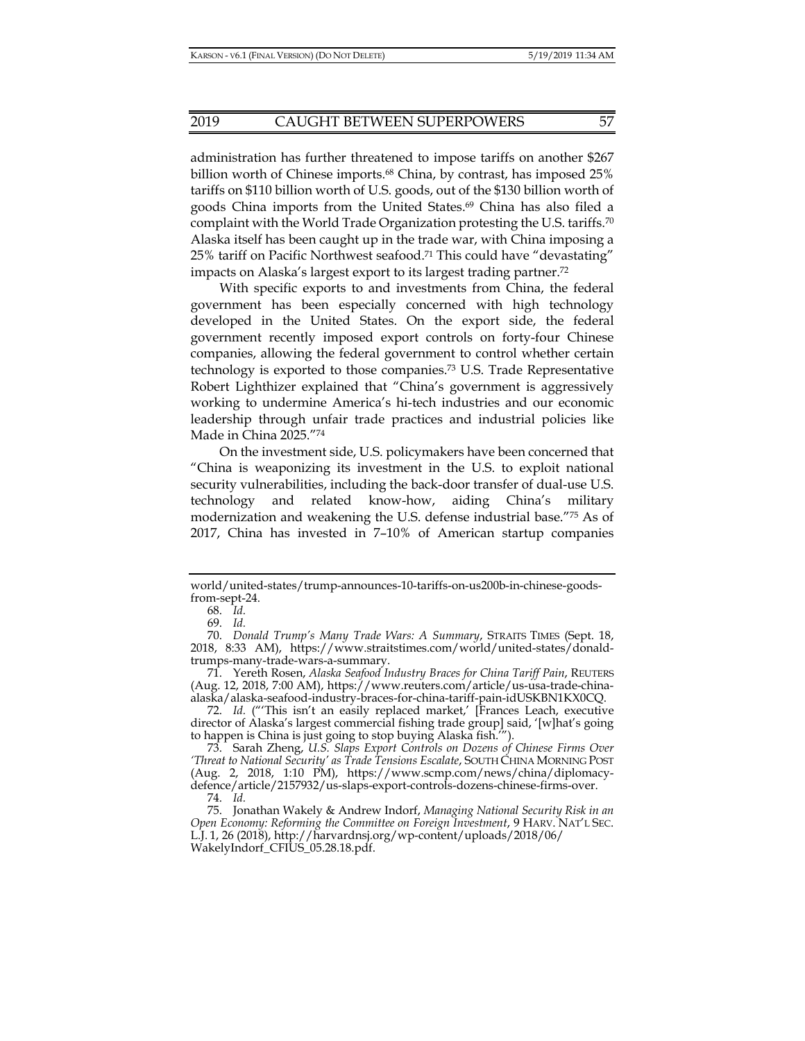administration has further threatened to impose tariffs on another $267 billion worth of Chinese imports.[68] China, by contrast, has imposed 25% tariffs on $110 billion worth of U.S. goods, out of the $130 billion worth of goods China imports from the United States.[69] China has also filed a complaint with the World Trade Organization protesting the U.S. tariffs.[70] Alaska itself has been caught up in the trade war, with China imposing a 25% tariff on Pacific Northwest seafood.[71] This could have "devastating" impacts on Alaska's largest export to its largest trading partner.[72]

With specific exports to and investments from China, the federal government has been especially concerned with high technology developed in the United States. On the export side, the federal government recently imposed export controls on forty-four Chinese companies, allowing the federal government to control whether certain technology is exported to those companies.[73] U.S. Trade Representative Robert Lighthizer explained that "China's government is aggressively working to undermine America's hi-tech industries and our economic leadership through unfair trade practices and industrial policies like Made in China 2025."[74]

On the investment side, U.S. policymakers have been concerned that "China is weaponizing its investment in the U.S. to exploit national security vulnerabilities, including the back-door transfer of dual-use U.S. technology and related know-how, aiding China's military modernization and weakening the U.S. defense industrial base."[75] As of 2017, China has invested in 7–10% of American startup companies

---

world/united-states/trump-announces-10-tariffs-on-us200b-in-chinese-goods-from-sept-24.

68. *Id.*

69. *Id.*

70. *Donald Trump's Many Trade Wars: A Summary*, STRAITS TIMES (Sept. 18, 2018, 8:33 AM), https://www.straitstimes.com/world/united-states/donald-trumps-many-trade-wars-a-summary.

71. Yereth Rosen, *Alaska Seafood Industry Braces for China Tariff Pain*, REUTERS (Aug. 12, 2018, 7:00 AM), https://www.reuters.com/article/us-usa-trade-china-alaska/alaska-seafood-industry-braces-for-china-tariff-pain-idUSKBN1KX0CQ.

72. *Id.* ("'This isn't an easily replaced market,' [Frances Leach, executive director of Alaska's largest commercial fishing trade group] said, '[w]hat's going to happen is China is just going to stop buying Alaska fish.'").

73. Sarah Zheng, *U.S. Slaps Export Controls on Dozens of Chinese Firms Over 'Threat to National Security' as Trade Tensions Escalate*, SOUTH CHINA MORNING POST (Aug. 2, 2018, 1:10 PM), https://www.scmp.com/news/china/diplomacy-defence/article/2157932/us-slaps-export-controls-dozens-chinese-firms-over.

74. *Id.*

75. Jonathan Wakely & Andrew Indorf, *Managing National Security Risk in an Open Economy: Reforming the Committee on Foreign Investment*, 9 HARV. NAT'L SEC. L.J. 1, 26 (2018), http://harvardnsj.org/wp-content/uploads/2018/06/WakelyIndorf_CFIUS_05.28.18.pdf.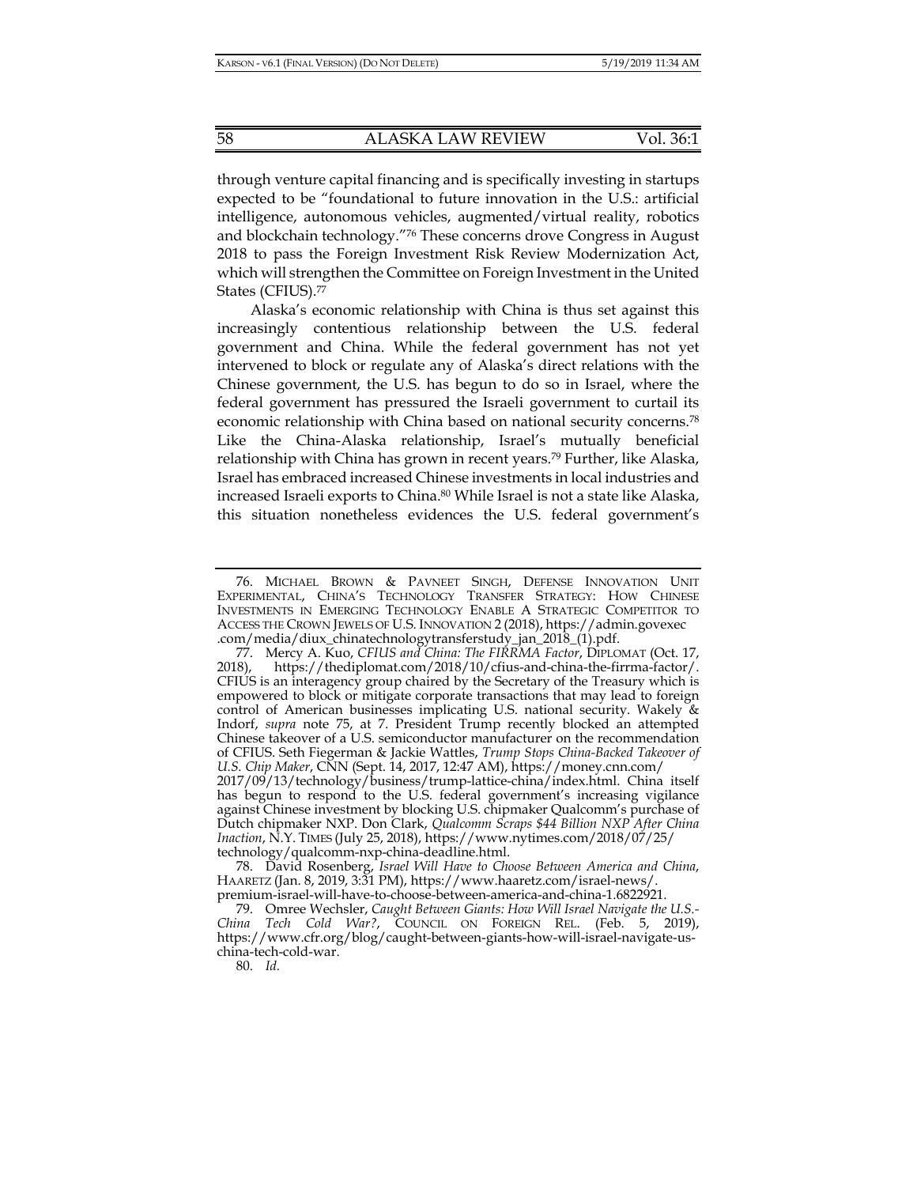through venture capital financing and is specifically investing in startups expected to be "foundational to future innovation in the U.S.: artificial intelligence, autonomous vehicles, augmented/virtual reality, robotics and blockchain technology."[76] These concerns drove Congress in August 2018 to pass the Foreign Investment Risk Review Modernization Act, which will strengthen the Committee on Foreign Investment in the United States (CFIUS).[77]

Alaska's economic relationship with China is thus set against this increasingly contentious relationship between the U.S. federal government and China. While the federal government has not yet intervened to block or regulate any of Alaska's direct relations with the Chinese government, the U.S. has begun to do so in Israel, where the federal government has pressured the Israeli government to curtail its economic relationship with China based on national security concerns.[78] Like the China-Alaska relationship, Israel's mutually beneficial relationship with China has grown in recent years.[79] Further, like Alaska, Israel has embraced increased Chinese investments in local industries and increased Israeli exports to China.[80] While Israel is not a state like Alaska, this situation nonetheless evidences the U.S. federal government's

---

76. MICHAEL BROWN & PAVNEET SINGH, DEFENSE INNOVATION UNIT EXPERIMENTAL, CHINA'S TECHNOLOGY TRANSFER STRATEGY: HOW CHINESE INVESTMENTS IN EMERGING TECHNOLOGY ENABLE A STRATEGIC COMPETITOR TO ACCESS THE CROWN JEWELS OF U.S. INNOVATION 2 (2018), https://admin.govexec.com/media/diux_chinatechnologytransferstudy_jan_2018_(1).pdf.

77. Mercy A. Kuo, *CFIUS and China: The FIRRMA Factor*, DIPLOMAT (Oct. 17, 2018), https://thediplomat.com/2018/10/cfius-and-china-the-firrma-factor/. CFIUS is an interagency group chaired by the Secretary of the Treasury which is empowered to block or mitigate corporate transactions that may lead to foreign control of American businesses implicating U.S. national security. Wakely & Indorf, *supra* note 75, at 7. President Trump recently blocked an attempted Chinese takeover of a U.S. semiconductor manufacturer on the recommendation of CFIUS. Seth Fiegerman & Jackie Wattles, *Trump Stops China-Backed Takeover of U.S. Chip Maker*, CNN (Sept. 14, 2017, 12:47 AM), https://money.cnn.com/2017/09/13/technology/business/trump-lattice-china/index.html. China itself has begun to respond to the U.S. federal government's increasing vigilance against Chinese investment by blocking U.S. chipmaker Qualcomm's purchase of Dutch chipmaker NXP. Don Clark, *Qualcomm Scraps $44 Billion NXP After China Inaction*, N.Y. TIMES (July 25, 2018), https://www.nytimes.com/2018/07/25/technology/qualcomm-nxp-china-deadline.html.

78. David Rosenberg, *Israel Will Have to Choose Between America and China*, HAARETZ (Jan. 8, 2019, 3:31 PM), https://www.haaretz.com/israel-news/.premium-israel-will-have-to-choose-between-america-and-china-1.6822921.

79. Omree Wechsler, *Caught Between Giants: How Will Israel Navigate the U.S.-China Tech Cold War?*, COUNCIL ON FOREIGN REL. (Feb. 5, 2019), https://www.cfr.org/blog/caught-between-giants-how-will-israel-navigate-us-china-tech-cold-war.

80. *Id.*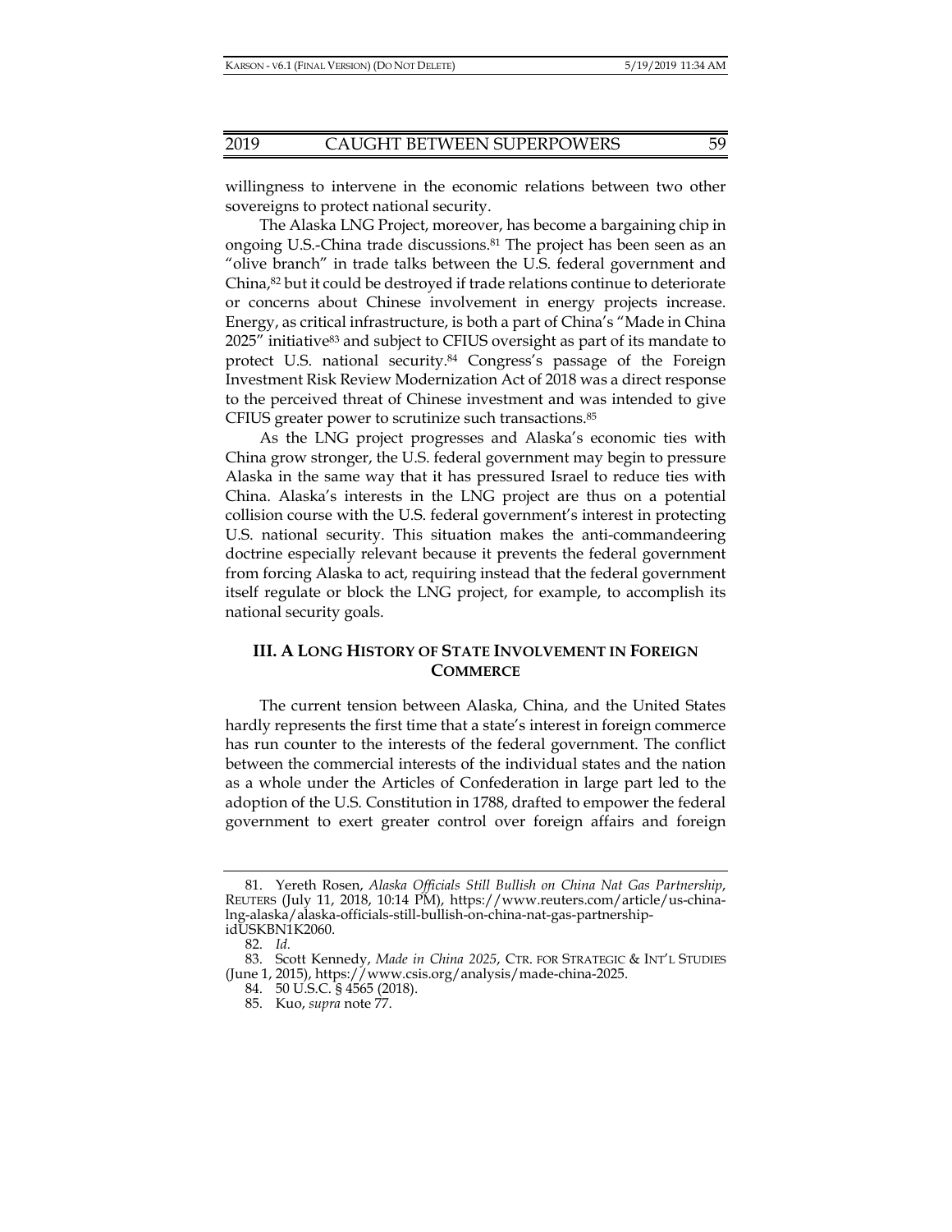willingness to intervene in the economic relations between two other sovereigns to protect national security.

The Alaska LNG Project, moreover, has become a bargaining chip in ongoing U.S.-China trade discussions.[81] The project has been seen as an "olive branch" in trade talks between the U.S. federal government and China,[82] but it could be destroyed if trade relations continue to deteriorate or concerns about Chinese involvement in energy projects increase. Energy, as critical infrastructure, is both a part of China's "Made in China 2025" initiative[83] and subject to CFIUS oversight as part of its mandate to protect U.S. national security.[84] Congress's passage of the Foreign Investment Risk Review Modernization Act of 2018 was a direct response to the perceived threat of Chinese investment and was intended to give CFIUS greater power to scrutinize such transactions.[85]

As the LNG project progresses and Alaska's economic ties with China grow stronger, the U.S. federal government may begin to pressure Alaska in the same way that it has pressured Israel to reduce ties with China. Alaska's interests in the LNG project are thus on a potential collision course with the U.S. federal government's interest in protecting U.S. national security. This situation makes the anti-commandeering doctrine especially relevant because it prevents the federal government from forcing Alaska to act, requiring instead that the federal government itself regulate or block the LNG project, for example, to accomplish its national security goals.

## III. A Long History of State Involvement in Foreign Commerce

The current tension between Alaska, China, and the United States hardly represents the first time that a state's interest in foreign commerce has run counter to the interests of the federal government. The conflict between the commercial interests of the individual states and the nation as a whole under the Articles of Confederation in large part led to the adoption of the U.S. Constitution in 1788, drafted to empower the federal government to exert greater control over foreign affairs and foreign

81. Yereth Rosen, *Alaska Officials Still Bullish on China Nat Gas Partnership*, REUTERS (July 11, 2018, 10:14 PM), https://www.reuters.com/article/us-china-lng-alaska/alaska-officials-still-bullish-on-china-nat-gas-partnership-idUSKBN1K2060.

82. *Id.*

83. Scott Kennedy, *Made in China 2025*, CTR. FOR STRATEGIC & INT'L STUDIES (June 1, 2015), https://www.csis.org/analysis/made-china-2025.

84. 50 U.S.C. § 4565 (2018).

85. Kuo, *supra* note 77.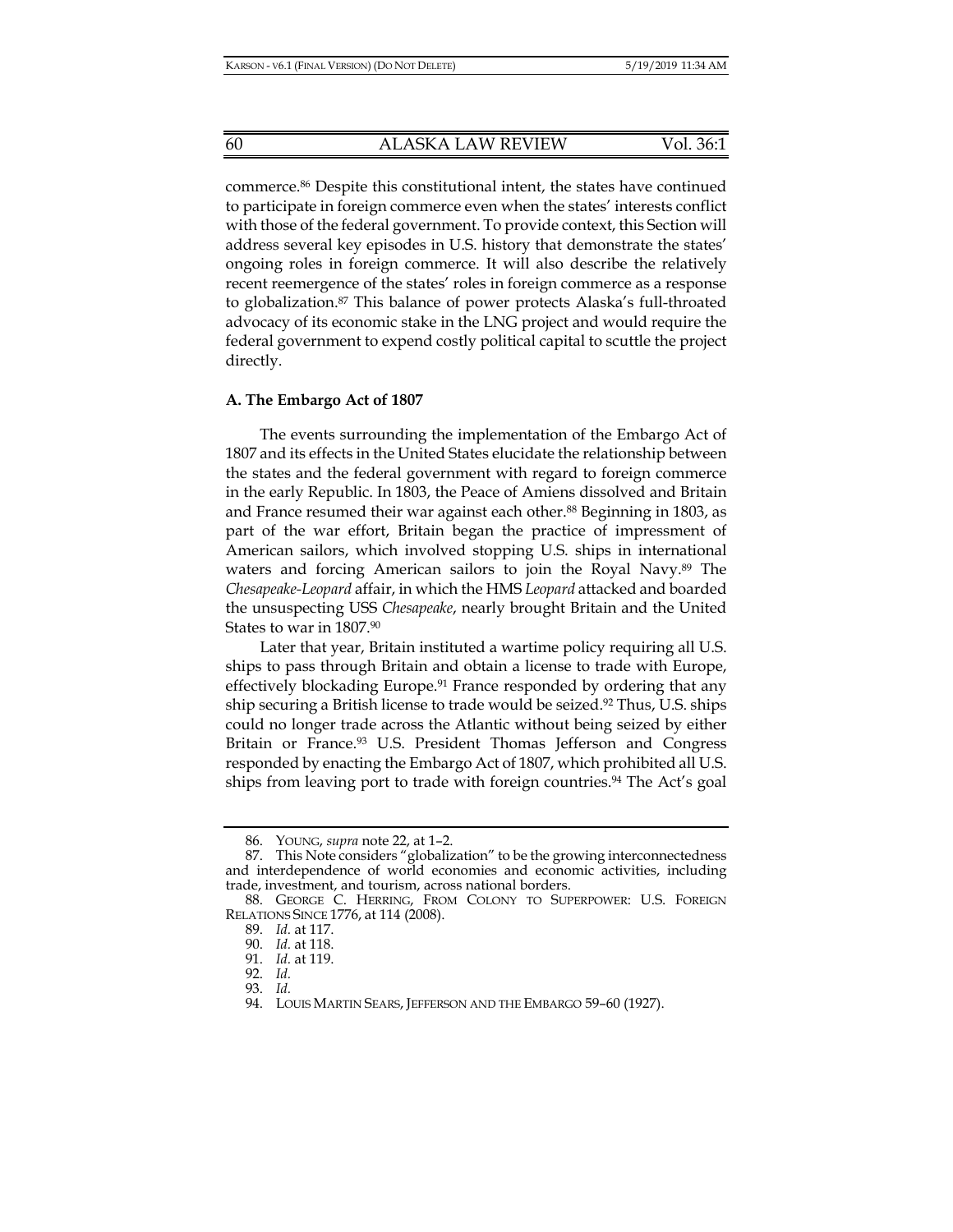commerce.[86] Despite this constitutional intent, the states have continued to participate in foreign commerce even when the states' interests conflict with those of the federal government. To provide context, this Section will address several key episodes in U.S. history that demonstrate the states' ongoing roles in foreign commerce. It will also describe the relatively recent reemergence of the states' roles in foreign commerce as a response to globalization.[87] This balance of power protects Alaska's full-throated advocacy of its economic stake in the LNG project and would require the federal government to expend costly political capital to scuttle the project directly.

**A. The Embargo Act of 1807**

The events surrounding the implementation of the Embargo Act of 1807 and its effects in the United States elucidate the relationship between the states and the federal government with regard to foreign commerce in the early Republic. In 1803, the Peace of Amiens dissolved and Britain and France resumed their war against each other.[88] Beginning in 1803, as part of the war effort, Britain began the practice of impressment of American sailors, which involved stopping U.S. ships in international waters and forcing American sailors to join the Royal Navy.[89] The *Chesapeake-Leopard* affair, in which the HMS *Leopard* attacked and boarded the unsuspecting USS *Chesapeake*, nearly brought Britain and the United States to war in 1807.[90]

Later that year, Britain instituted a wartime policy requiring all U.S. ships to pass through Britain and obtain a license to trade with Europe, effectively blockading Europe.[91] France responded by ordering that any ship securing a British license to trade would be seized.[92] Thus, U.S. ships could no longer trade across the Atlantic without being seized by either Britain or France.[93] U.S. President Thomas Jefferson and Congress responded by enacting the Embargo Act of 1807, which prohibited all U.S. ships from leaving port to trade with foreign countries.[94] The Act's goal

---

86. YOUNG, *supra* note 22, at 1–2.

87. This Note considers "globalization" to be the growing interconnectedness and interdependence of world economies and economic activities, including trade, investment, and tourism, across national borders.

88. GEORGE C. HERRING, FROM COLONY TO SUPERPOWER: U.S. FOREIGN RELATIONS SINCE 1776, at 114 (2008).

89. *Id.* at 117.

90. *Id.* at 118.

91. *Id.* at 119.

92. *Id.*

93. *Id.*

94. LOUIS MARTIN SEARS, JEFFERSON AND THE EMBARGO 59–60 (1927).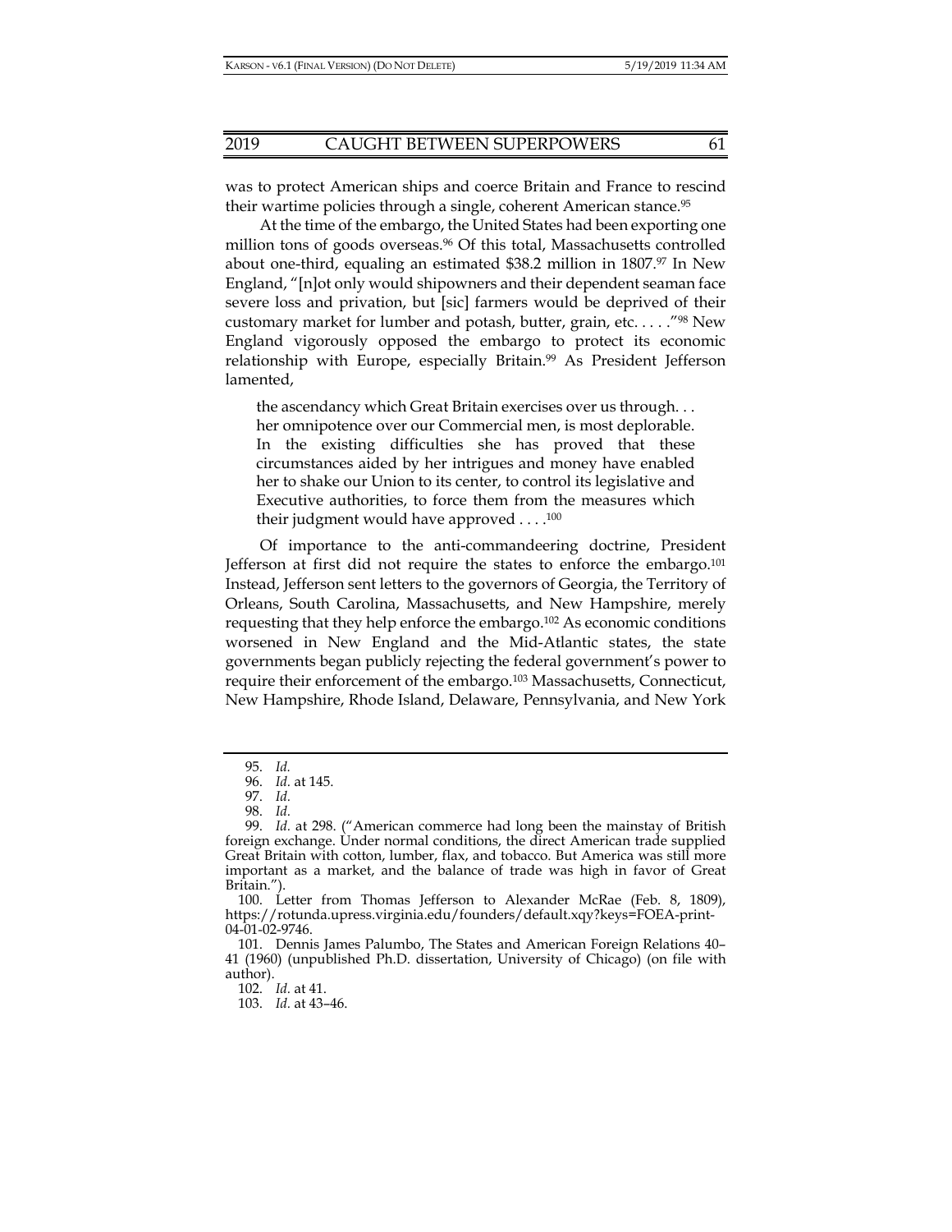was to protect American ships and coerce Britain and France to rescind their wartime policies through a single, coherent American stance.[95]

At the time of the embargo, the United States had been exporting one million tons of goods overseas.[96] Of this total, Massachusetts controlled about one-third, equaling an estimated $38.2 million in 1807.[97] In New England, "[n]ot only would shipowners and their dependent seaman face severe loss and privation, but [sic] farmers would be deprived of their customary market for lumber and potash, butter, grain, etc. . . . ."[98] New England vigorously opposed the embargo to protect its economic relationship with Europe, especially Britain.[99] As President Jefferson lamented,

> the ascendancy which Great Britain exercises over us through. . . her omnipotence over our Commercial men, is most deplorable. In the existing difficulties she has proved that these circumstances aided by her intrigues and money have enabled her to shake our Union to its center, to control its legislative and Executive authorities, to force them from the measures which their judgment would have approved . . . .[100]

Of importance to the anti-commandeering doctrine, President Jefferson at first did not require the states to enforce the embargo.[101] Instead, Jefferson sent letters to the governors of Georgia, the Territory of Orleans, South Carolina, Massachusetts, and New Hampshire, merely requesting that they help enforce the embargo.[102] As economic conditions worsened in New England and the Mid-Atlantic states, the state governments began publicly rejecting the federal government's power to require their enforcement of the embargo.[103] Massachusetts, Connecticut, New Hampshire, Rhode Island, Delaware, Pennsylvania, and New York

---

95. *Id.*

96. *Id.* at 145.

97. *Id.*

98. *Id.*

99. *Id.* at 298. ("American commerce had long been the mainstay of British foreign exchange. Under normal conditions, the direct American trade supplied Great Britain with cotton, lumber, flax, and tobacco. But America was still more important as a market, and the balance of trade was high in favor of Great Britain.").

100. Letter from Thomas Jefferson to Alexander McRae (Feb. 8, 1809), https://rotunda.upress.virginia.edu/founders/default.xqy?keys=FOEA-print-04-01-02-9746.

101. Dennis James Palumbo, The States and American Foreign Relations 40–41 (1960) (unpublished Ph.D. dissertation, University of Chicago) (on file with author).

102. *Id.* at 41.

103. *Id.* at 43–46.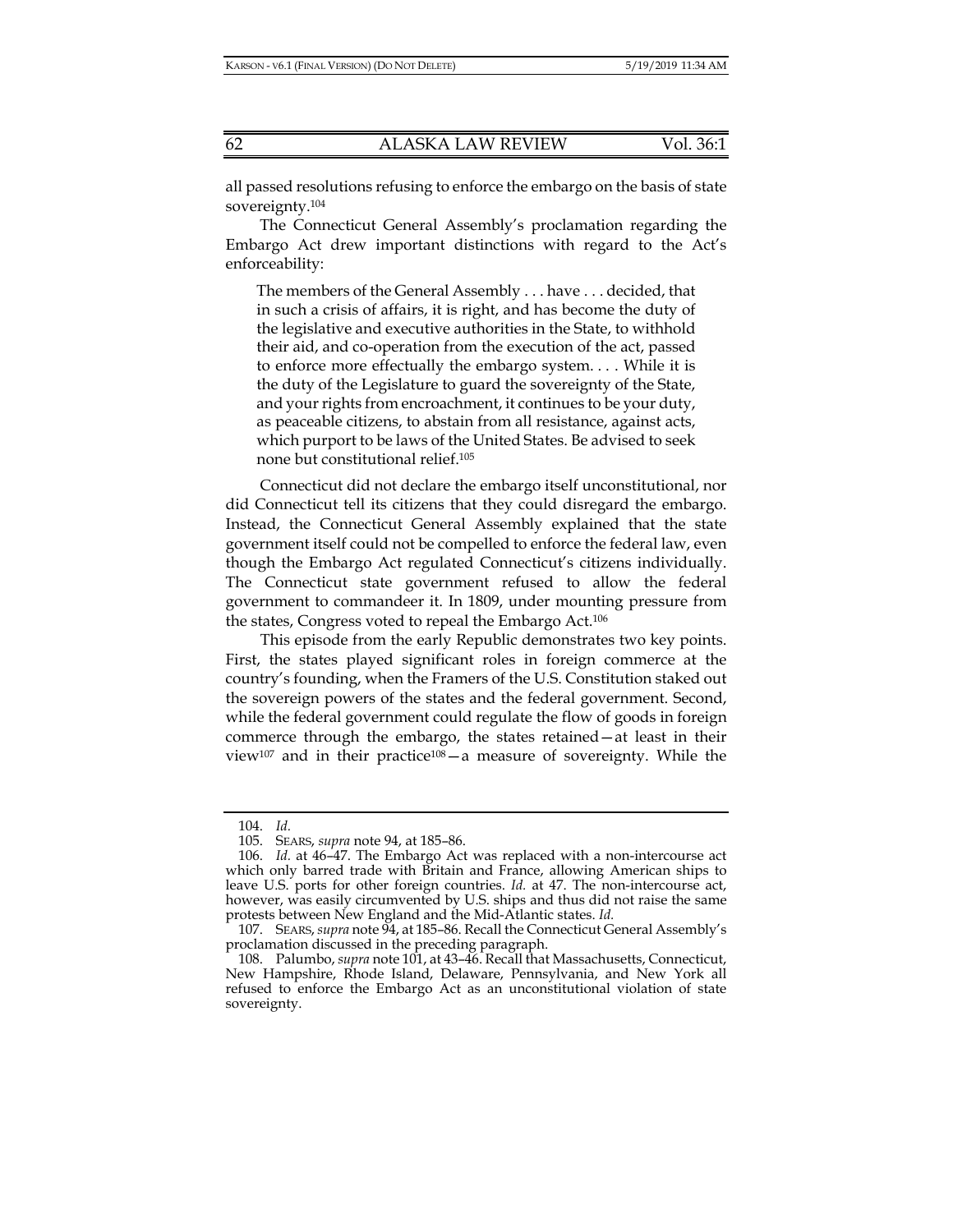all passed resolutions refusing to enforce the embargo on the basis of state sovereignty.[104]

The Connecticut General Assembly's proclamation regarding the Embargo Act drew important distinctions with regard to the Act's enforceability:

> The members of the General Assembly . . . have . . . decided, that in such a crisis of affairs, it is right, and has become the duty of the legislative and executive authorities in the State, to withhold their aid, and co-operation from the execution of the act, passed to enforce more effectually the embargo system. . . . While it is the duty of the Legislature to guard the sovereignty of the State, and your rights from encroachment, it continues to be your duty, as peaceable citizens, to abstain from all resistance, against acts, which purport to be laws of the United States. Be advised to seek none but constitutional relief.[105]

Connecticut did not declare the embargo itself unconstitutional, nor did Connecticut tell its citizens that they could disregard the embargo. Instead, the Connecticut General Assembly explained that the state government itself could not be compelled to enforce the federal law, even though the Embargo Act regulated Connecticut's citizens individually. The Connecticut state government refused to allow the federal government to commandeer it. In 1809, under mounting pressure from the states, Congress voted to repeal the Embargo Act.[106]

This episode from the early Republic demonstrates two key points. First, the states played significant roles in foreign commerce at the country's founding, when the Framers of the U.S. Constitution staked out the sovereign powers of the states and the federal government. Second, while the federal government could regulate the flow of goods in foreign commerce through the embargo, the states retained—at least in their view[107] and in their practice[108]—a measure of sovereignty. While the

---

104. *Id.*

105. SEARS, *supra* note 94, at 185–86.

106. *Id.* at 46–47. The Embargo Act was replaced with a non-intercourse act which only barred trade with Britain and France, allowing American ships to leave U.S. ports for other foreign countries. *Id.* at 47. The non-intercourse act, however, was easily circumvented by U.S. ships and thus did not raise the same protests between New England and the Mid-Atlantic states. *Id.*

107. SEARS, *supra* note 94, at 185–86. Recall the Connecticut General Assembly's proclamation discussed in the preceding paragraph.

108. Palumbo, *supra* note 101, at 43–46. Recall that Massachusetts, Connecticut, New Hampshire, Rhode Island, Delaware, Pennsylvania, and New York all refused to enforce the Embargo Act as an unconstitutional violation of state sovereignty.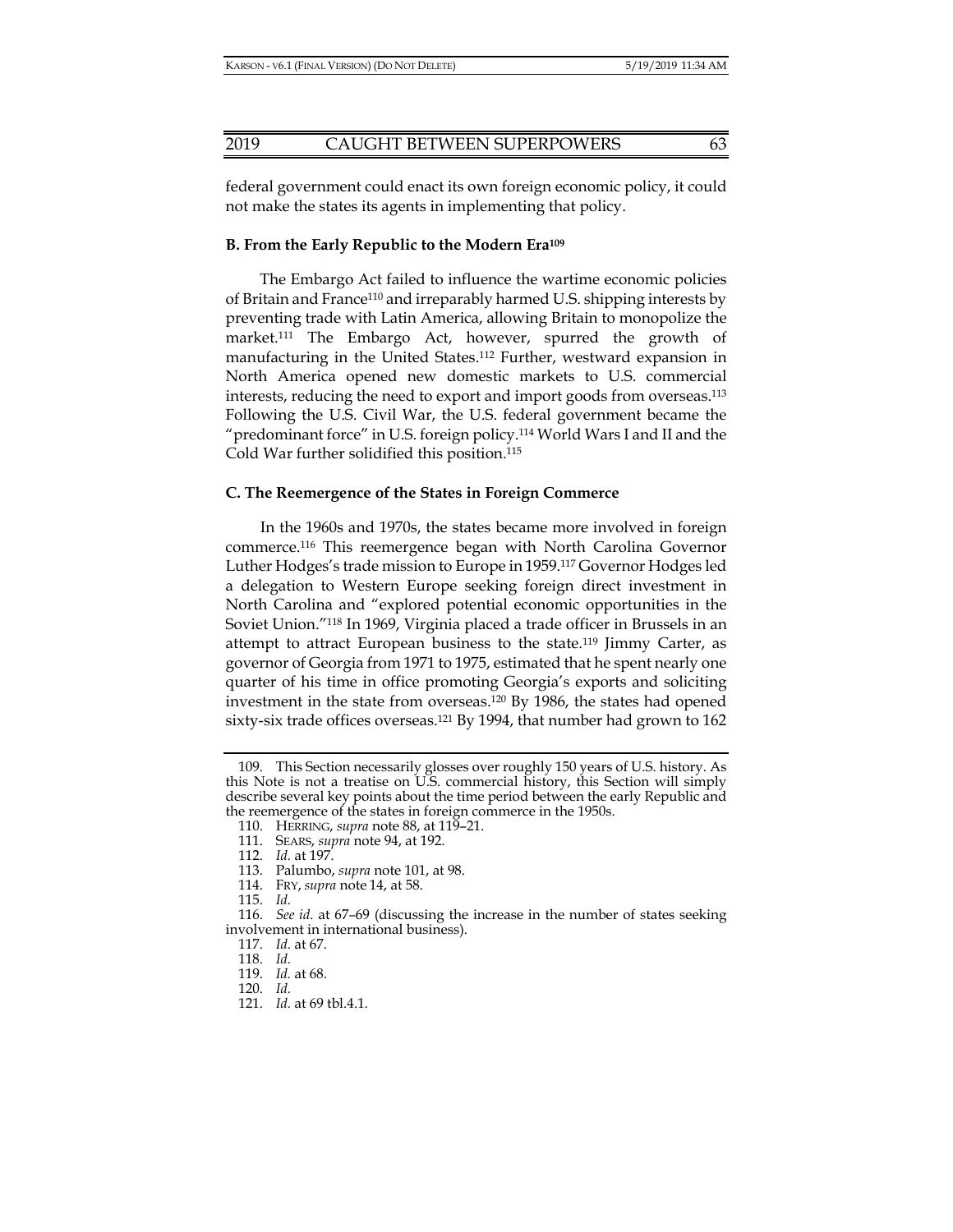federal government could enact its own foreign economic policy, it could not make the states its agents in implementing that policy.

### B. From the Early Republic to the Modern Era[109]

The Embargo Act failed to influence the wartime economic policies of Britain and France[110] and irreparably harmed U.S. shipping interests by preventing trade with Latin America, allowing Britain to monopolize the market.[111] The Embargo Act, however, spurred the growth of manufacturing in the United States.[112] Further, westward expansion in North America opened new domestic markets to U.S. commercial interests, reducing the need to export and import goods from overseas.[113] Following the U.S. Civil War, the U.S. federal government became the "predominant force" in U.S. foreign policy.[114] World Wars I and II and the Cold War further solidified this position.[115]

### C. The Reemergence of the States in Foreign Commerce

In the 1960s and 1970s, the states became more involved in foreign commerce.[116] This reemergence began with North Carolina Governor Luther Hodges's trade mission to Europe in 1959.[117] Governor Hodges led a delegation to Western Europe seeking foreign direct investment in North Carolina and "explored potential economic opportunities in the Soviet Union."[118] In 1969, Virginia placed a trade officer in Brussels in an attempt to attract European business to the state.[119] Jimmy Carter, as governor of Georgia from 1971 to 1975, estimated that he spent nearly one quarter of his time in office promoting Georgia's exports and soliciting investment in the state from overseas.[120] By 1986, the states had opened sixty-six trade offices overseas.[121] By 1994, that number had grown to 162

---

109. This Section necessarily glosses over roughly 150 years of U.S. history. As this Note is not a treatise on U.S. commercial history, this Section will simply describe several key points about the time period between the early Republic and the reemergence of the states in foreign commerce in the 1950s.

110. HERRING, *supra* note 88, at 119–21.

111. SEARS, *supra* note 94, at 192.

112. *Id.* at 197.

113. Palumbo, *supra* note 101, at 98.

114. FRY, *supra* note 14, at 58.

115. *Id.*

116. *See id.* at 67–69 (discussing the increase in the number of states seeking involvement in international business).

117. *Id.* at 67.

118. *Id.*

119. *Id.* at 68.

120. *Id.*

121. *Id.* at 69 tbl.4.1.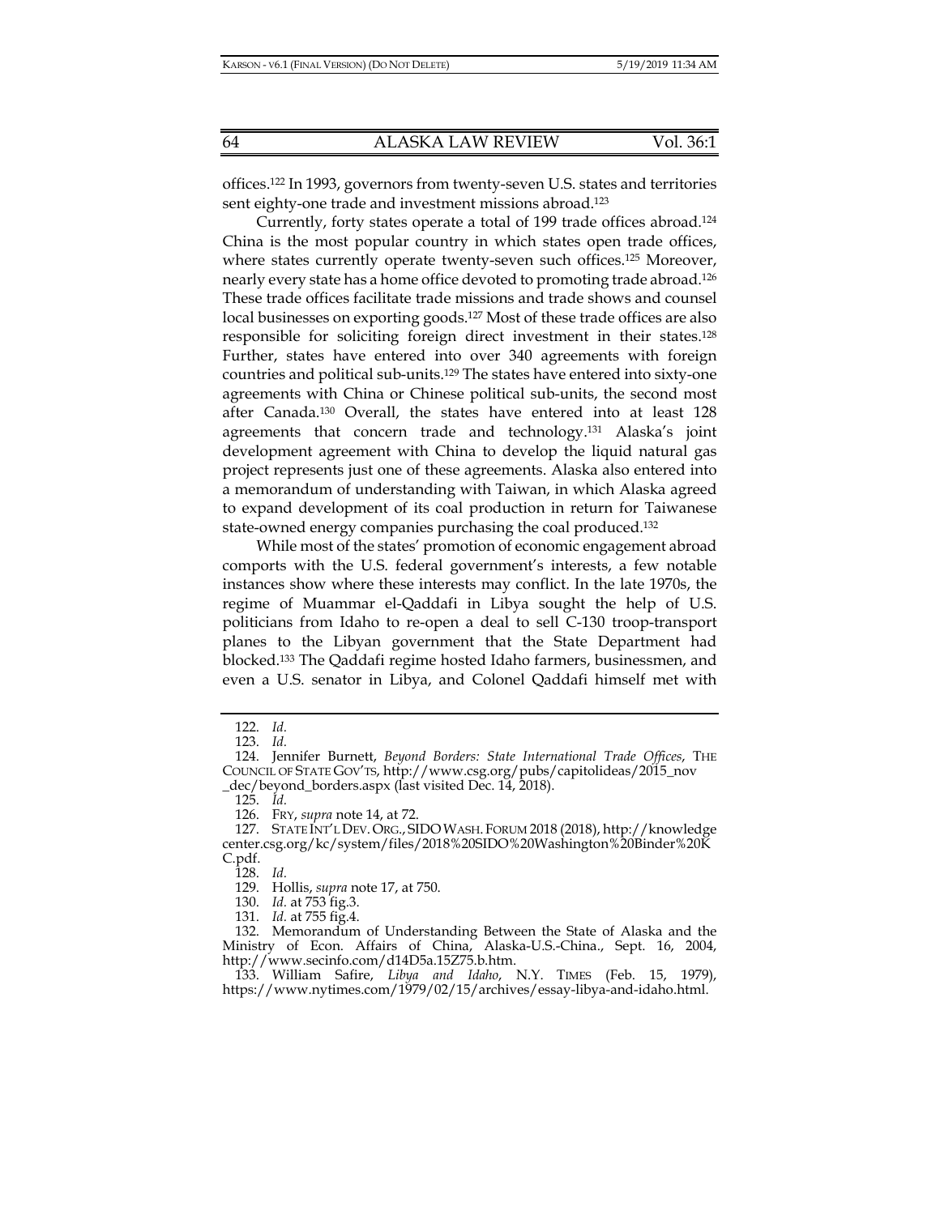offices.[122] In 1993, governors from twenty-seven U.S. states and territories sent eighty-one trade and investment missions abroad.[123]

Currently, forty states operate a total of 199 trade offices abroad.[124] China is the most popular country in which states open trade offices, where states currently operate twenty-seven such offices.[125] Moreover, nearly every state has a home office devoted to promoting trade abroad.[126] These trade offices facilitate trade missions and trade shows and counsel local businesses on exporting goods.[127] Most of these trade offices are also responsible for soliciting foreign direct investment in their states.[128] Further, states have entered into over 340 agreements with foreign countries and political sub-units.[129] The states have entered into sixty-one agreements with China or Chinese political sub-units, the second most after Canada.[130] Overall, the states have entered into at least 128 agreements that concern trade and technology.[131] Alaska's joint development agreement with China to develop the liquid natural gas project represents just one of these agreements. Alaska also entered into a memorandum of understanding with Taiwan, in which Alaska agreed to expand development of its coal production in return for Taiwanese state-owned energy companies purchasing the coal produced.[132]

While most of the states' promotion of economic engagement abroad comports with the U.S. federal government's interests, a few notable instances show where these interests may conflict. In the late 1970s, the regime of Muammar el-Qaddafi in Libya sought the help of U.S. politicians from Idaho to re-open a deal to sell C-130 troop-transport planes to the Libyan government that the State Department had blocked.[133] The Qaddafi regime hosted Idaho farmers, businessmen, and even a U.S. senator in Libya, and Colonel Qaddafi himself met with

---

122. *Id.*

123. *Id.*

124. Jennifer Burnett, *Beyond Borders: State International Trade Offices*, THE COUNCIL OF STATE GOV'TS, http://www.csg.org/pubs/capitolideas/2015_nov_dec/beyond_borders.aspx (last visited Dec. 14, 2018).

125. *Id.*

126. FRY, *supra* note 14, at 72.

127. STATE INT'L DEV. ORG., SIDO WASH. FORUM 2018 (2018), http://knowledgecenter.csg.org/kc/system/files/2018%20SIDO%20Washington%20Binder%20KC.pdf.

128. *Id.*

129. Hollis, *supra* note 17, at 750.

130. *Id.* at 753 fig.3.

131. *Id.* at 755 fig.4.

132. Memorandum of Understanding Between the State of Alaska and the Ministry of Econ. Affairs of China, Alaska-U.S.-China., Sept. 16, 2004, http://www.secinfo.com/d14D5a.15Z75.b.htm.

133. William Safire, *Libya and Idaho*, N.Y. TIMES (Feb. 15, 1979), https://www.nytimes.com/1979/02/15/archives/essay-libya-and-idaho.html.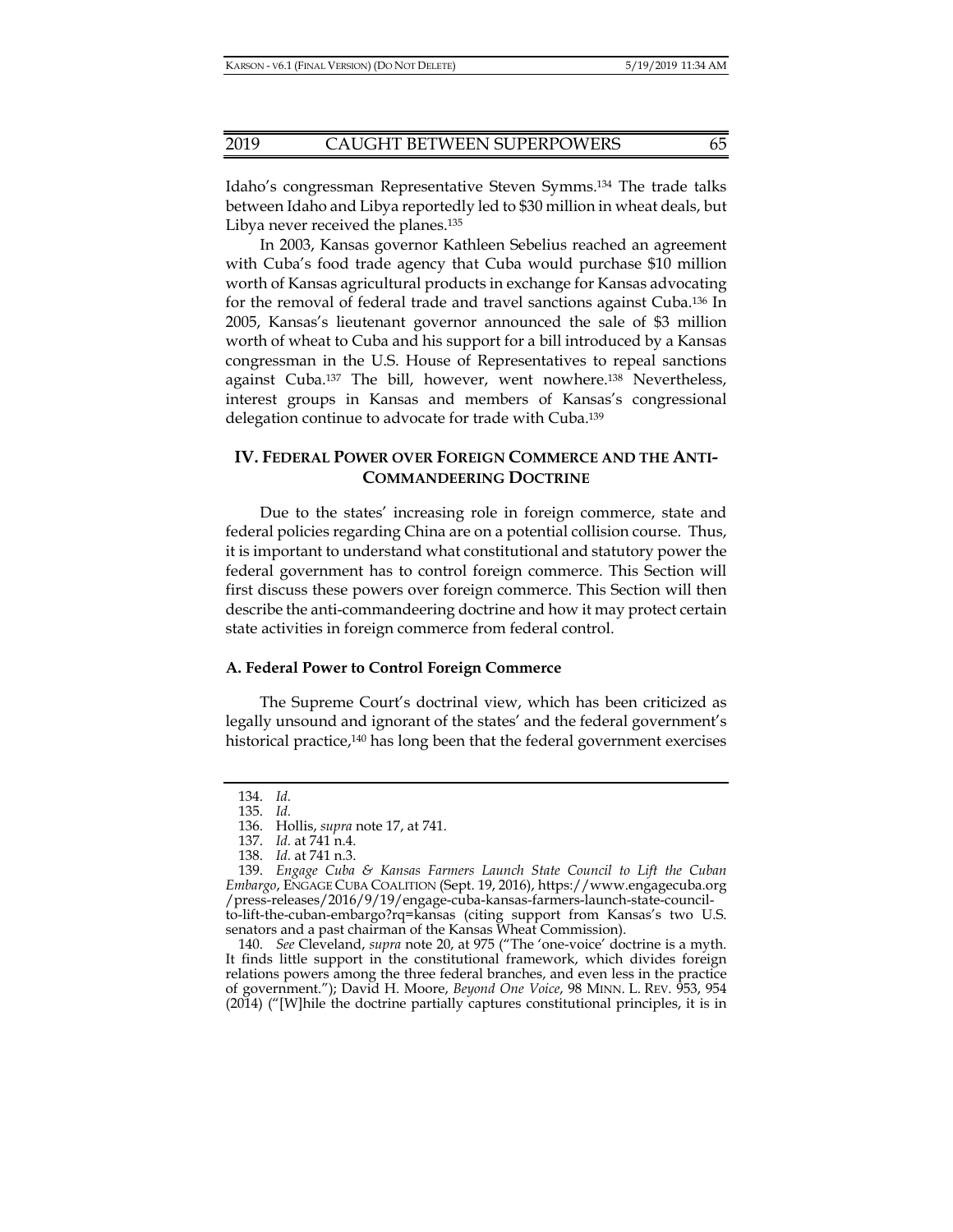Idaho's congressman Representative Steven Symms.[134] The trade talks between Idaho and Libya reportedly led to $30 million in wheat deals, but Libya never received the planes.[135]

In 2003, Kansas governor Kathleen Sebelius reached an agreement with Cuba's food trade agency that Cuba would purchase $10 million worth of Kansas agricultural products in exchange for Kansas advocating for the removal of federal trade and travel sanctions against Cuba.[136] In 2005, Kansas's lieutenant governor announced the sale of $3 million worth of wheat to Cuba and his support for a bill introduced by a Kansas congressman in the U.S. House of Representatives to repeal sanctions against Cuba.[137] The bill, however, went nowhere.[138] Nevertheless, interest groups in Kansas and members of Kansas's congressional delegation continue to advocate for trade with Cuba.[139]

## IV. FEDERAL POWER OVER FOREIGN COMMERCE AND THE ANTI-COMMANDEERING DOCTRINE

Due to the states' increasing role in foreign commerce, state and federal policies regarding China are on a potential collision course. Thus, it is important to understand what constitutional and statutory power the federal government has to control foreign commerce. This Section will first discuss these powers over foreign commerce. This Section will then describe the anti-commandeering doctrine and how it may protect certain state activities in foreign commerce from federal control.

### A. Federal Power to Control Foreign Commerce

The Supreme Court's doctrinal view, which has been criticized as legally unsound and ignorant of the states' and the federal government's historical practice,[140] has long been that the federal government exercises

---

134. *Id.*

135. *Id.*

136. Hollis, *supra* note 17, at 741.

137. *Id.* at 741 n.4.

138. *Id.* at 741 n.3.

139. *Engage Cuba & Kansas Farmers Launch State Council to Lift the Cuban Embargo*, ENGAGE CUBA COALITION (Sept. 19, 2016), https://www.engagecuba.org/press-releases/2016/9/19/engage-cuba-kansas-farmers-launch-state-council-to-lift-the-cuban-embargo?rq=kansas (citing support from Kansas's two U.S. senators and a past chairman of the Kansas Wheat Commission).

140. *See* Cleveland, *supra* note 20, at 975 ("The 'one-voice' doctrine is a myth. It finds little support in the constitutional framework, which divides foreign relations powers among the three federal branches, and even less in the practice of government."); David H. Moore, *Beyond One Voice*, 98 MINN. L. REV. 953, 954 (2014) ("[W]hile the doctrine partially captures constitutional principles, it is in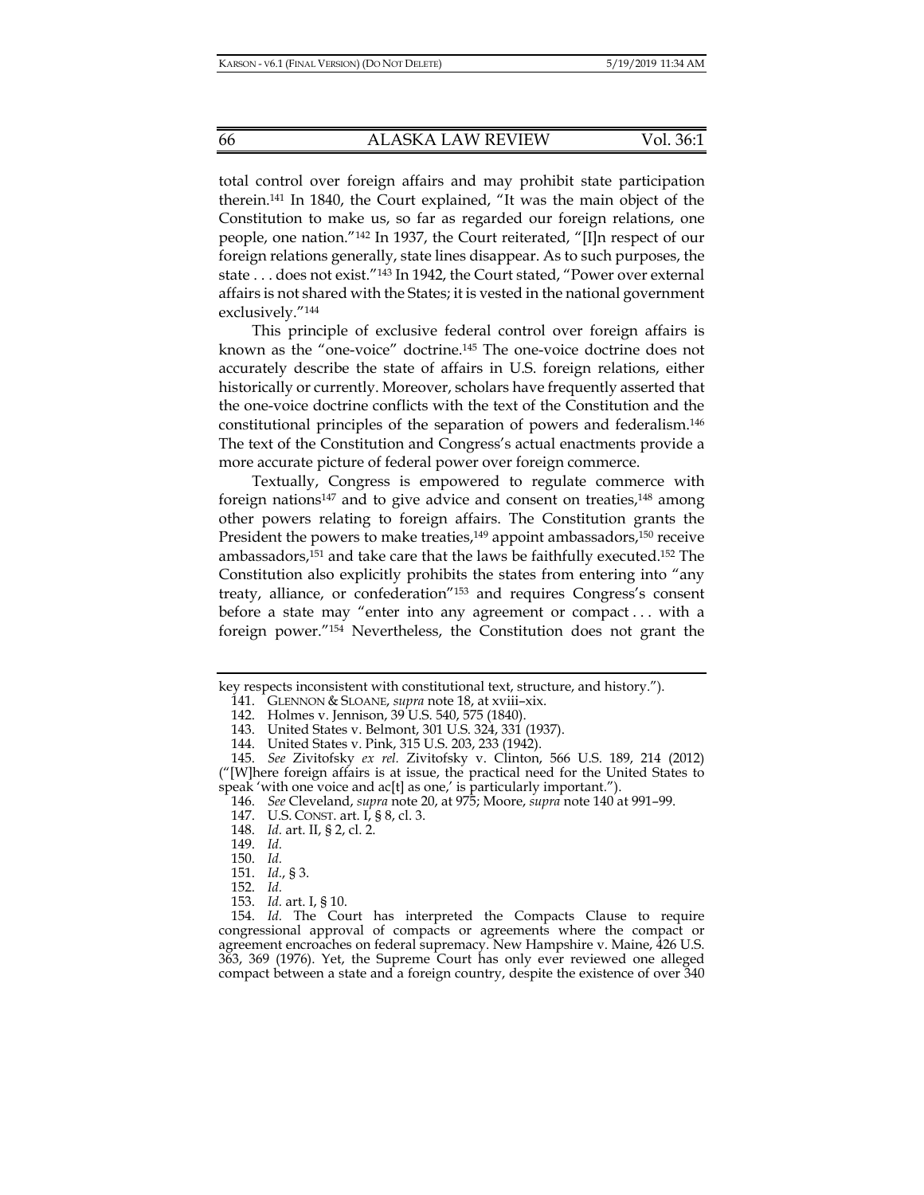total control over foreign affairs and may prohibit state participation therein.[141] In 1840, the Court explained, "It was the main object of the Constitution to make us, so far as regarded our foreign relations, one people, one nation."[142] In 1937, the Court reiterated, "[I]n respect of our foreign relations generally, state lines disappear. As to such purposes, the state . . . does not exist."[143] In 1942, the Court stated, "Power over external affairs is not shared with the States; it is vested in the national government exclusively."[144]

This principle of exclusive federal control over foreign affairs is known as the "one-voice" doctrine.[145] The one-voice doctrine does not accurately describe the state of affairs in U.S. foreign relations, either historically or currently. Moreover, scholars have frequently asserted that the one-voice doctrine conflicts with the text of the Constitution and the constitutional principles of the separation of powers and federalism.[146] The text of the Constitution and Congress's actual enactments provide a more accurate picture of federal power over foreign commerce.

Textually, Congress is empowered to regulate commerce with foreign nations[147] and to give advice and consent on treaties,[148] among other powers relating to foreign affairs. The Constitution grants the President the powers to make treaties,[149] appoint ambassadors,[150] receive ambassadors,[151] and take care that the laws be faithfully executed.[152] The Constitution also explicitly prohibits the states from entering into "any treaty, alliance, or confederation"[153] and requires Congress's consent before a state may "enter into any agreement or compact . . . with a foreign power."[154] Nevertheless, the Constitution does not grant the

---

key respects inconsistent with constitutional text, structure, and history.").

141. GLENNON & SLOANE, *supra* note 18, at xviii–xix.

142. Holmes v. Jennison, 39 U.S. 540, 575 (1840).

143. United States v. Belmont, 301 U.S. 324, 331 (1937).

144. United States v. Pink, 315 U.S. 203, 233 (1942).

145. *See* Zivitofsky *ex rel.* Zivitofsky v. Clinton, 566 U.S. 189, 214 (2012) ("[W]here foreign affairs is at issue, the practical need for the United States to speak 'with one voice and ac[t] as one,' is particularly important.").

146. *See* Cleveland, *supra* note 20, at 975; Moore, *supra* note 140 at 991–99.

147. U.S. CONST. art. I, § 8, cl. 3.

148. *Id.* art. II, § 2, cl. 2.

149. *Id.*

150. *Id.*

151. *Id.*, § 3.

152. *Id.*

153. *Id.* art. I, § 10.

154. *Id.* The Court has interpreted the Compacts Clause to require congressional approval of compacts or agreements where the compact or agreement encroaches on federal supremacy. New Hampshire v. Maine, 426 U.S. 363, 369 (1976). Yet, the Supreme Court has only ever reviewed one alleged compact between a state and a foreign country, despite the existence of over 340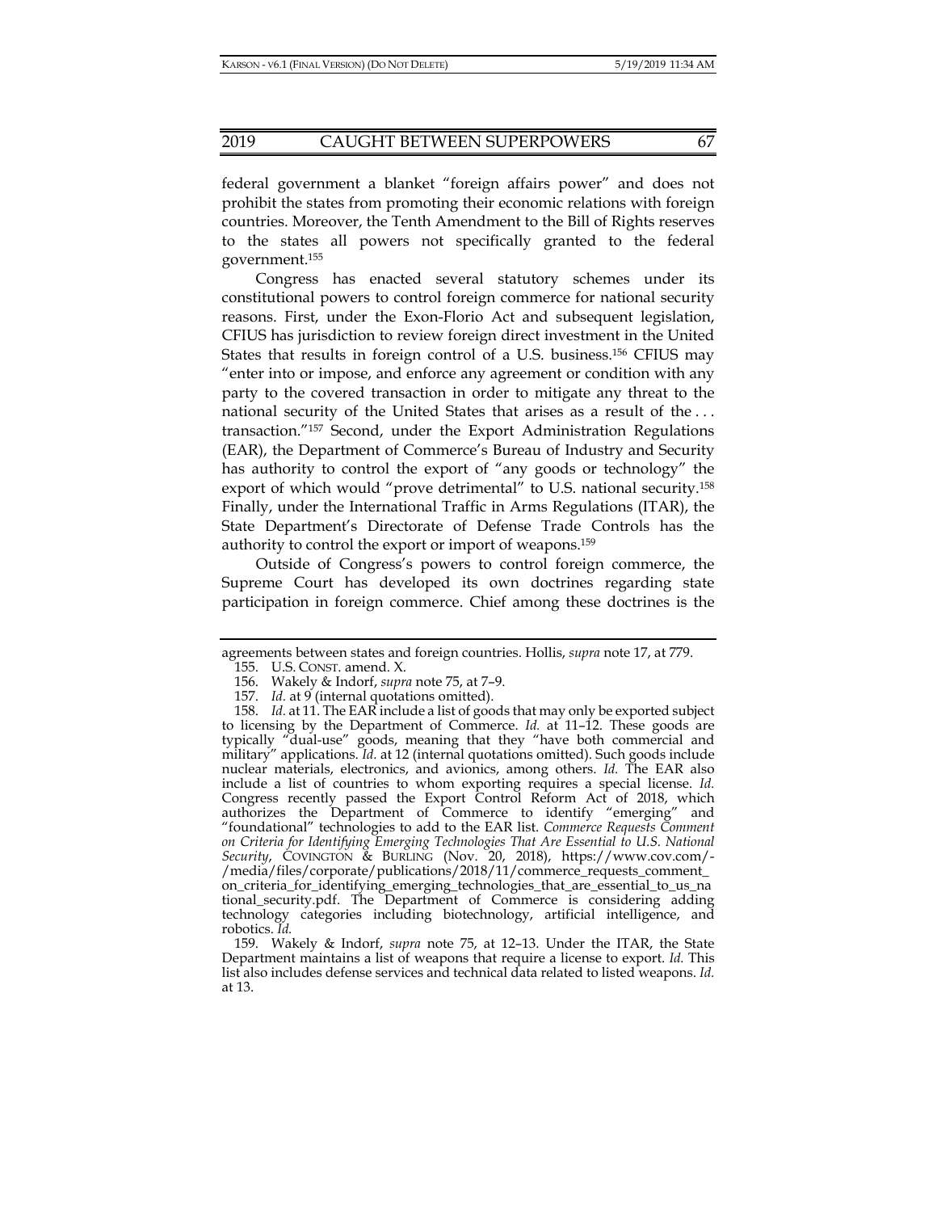federal government a blanket "foreign affairs power" and does not prohibit the states from promoting their economic relations with foreign countries. Moreover, the Tenth Amendment to the Bill of Rights reserves to the states all powers not specifically granted to the federal government.[155]

Congress has enacted several statutory schemes under its constitutional powers to control foreign commerce for national security reasons. First, under the Exon-Florio Act and subsequent legislation, CFIUS has jurisdiction to review foreign direct investment in the United States that results in foreign control of a U.S. business.[156] CFIUS may "enter into or impose, and enforce any agreement or condition with any party to the covered transaction in order to mitigate any threat to the national security of the United States that arises as a result of the . . . transaction."[157] Second, under the Export Administration Regulations (EAR), the Department of Commerce's Bureau of Industry and Security has authority to control the export of "any goods or technology" the export of which would "prove detrimental" to U.S. national security.[158] Finally, under the International Traffic in Arms Regulations (ITAR), the State Department's Directorate of Defense Trade Controls has the authority to control the export or import of weapons.[159]

Outside of Congress's powers to control foreign commerce, the Supreme Court has developed its own doctrines regarding state participation in foreign commerce. Chief among these doctrines is the

---

agreements between states and foreign countries. Hollis, *supra* note 17, at 779.

155. U.S. CONST. amend. X.

156. Wakely & Indorf, *supra* note 75, at 7–9.

157. *Id.* at 9 (internal quotations omitted).

158. *Id.* at 11. The EAR include a list of goods that may only be exported subject to licensing by the Department of Commerce. *Id.* at 11–12. These goods are typically "dual-use" goods, meaning that they "have both commercial and military" applications. *Id.* at 12 (internal quotations omitted). Such goods include nuclear materials, electronics, and avionics, among others. *Id.* The EAR also include a list of countries to whom exporting requires a special license. *Id.* Congress recently passed the Export Control Reform Act of 2018, which authorizes the Department of Commerce to identify "emerging" and "foundational" technologies to add to the EAR list. *Commerce Requests Comment on Criteria for Identifying Emerging Technologies That Are Essential to U.S. National Security*, COVINGTON & BURLING (Nov. 20, 2018), https://www.cov.com/-/media/files/corporate/publications/2018/11/commerce_requests_comment_on_criteria_for_identifying_emerging_technologies_that_are_essential_to_us_national_security.pdf. The Department of Commerce is considering adding technology categories including biotechnology, artificial intelligence, and robotics. *Id.*

159. Wakely & Indorf, *supra* note 75, at 12–13. Under the ITAR, the State Department maintains a list of weapons that require a license to export. *Id.* This list also includes defense services and technical data related to listed weapons. *Id.* at 13.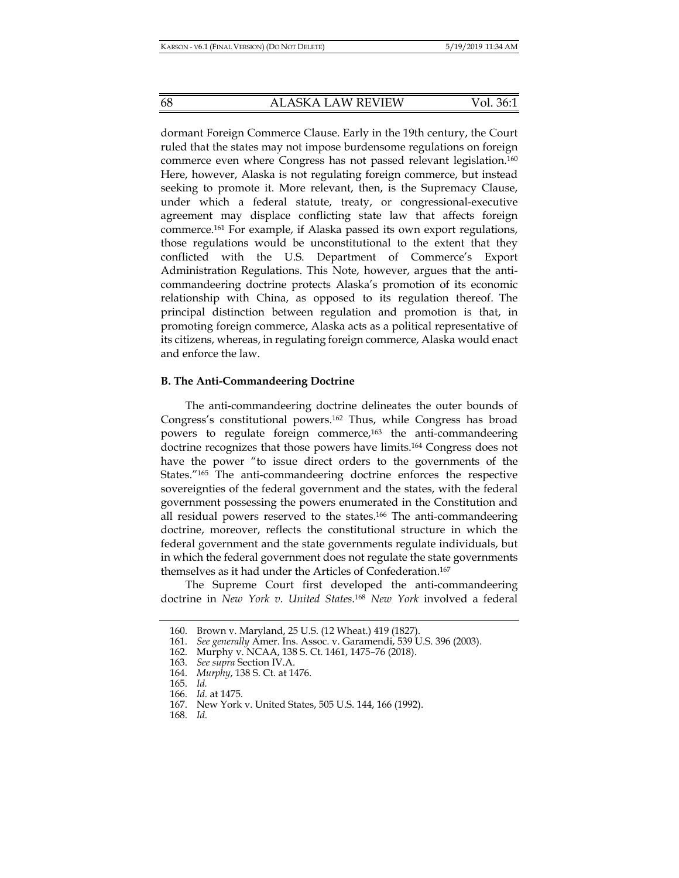dormant Foreign Commerce Clause. Early in the 19th century, the Court ruled that the states may not impose burdensome regulations on foreign commerce even where Congress has not passed relevant legislation.[160] Here, however, Alaska is not regulating foreign commerce, but instead seeking to promote it. More relevant, then, is the Supremacy Clause, under which a federal statute, treaty, or congressional-executive agreement may displace conflicting state law that affects foreign commerce.[161] For example, if Alaska passed its own export regulations, those regulations would be unconstitutional to the extent that they conflicted with the U.S. Department of Commerce's Export Administration Regulations. This Note, however, argues that the anti-commandeering doctrine protects Alaska's promotion of its economic relationship with China, as opposed to its regulation thereof. The principal distinction between regulation and promotion is that, in promoting foreign commerce, Alaska acts as a political representative of its citizens, whereas, in regulating foreign commerce, Alaska would enact and enforce the law.

### B. The Anti-Commandeering Doctrine

The anti-commandeering doctrine delineates the outer bounds of Congress's constitutional powers.[162] Thus, while Congress has broad powers to regulate foreign commerce,[163] the anti-commandeering doctrine recognizes that those powers have limits.[164] Congress does not have the power "to issue direct orders to the governments of the States."[165] The anti-commandeering doctrine enforces the respective sovereignties of the federal government and the states, with the federal government possessing the powers enumerated in the Constitution and all residual powers reserved to the states.[166] The anti-commandeering doctrine, moreover, reflects the constitutional structure in which the federal government and the state governments regulate individuals, but in which the federal government does not regulate the state governments themselves as it had under the Articles of Confederation.[167]

The Supreme Court first developed the anti-commandeering doctrine in *New York v. United States*.[168] *New York* involved a federal

---

160. Brown v. Maryland, 25 U.S. (12 Wheat.) 419 (1827).
161. *See generally* Amer. Ins. Assoc. v. Garamendi, 539 U.S. 396 (2003).
162. Murphy v. NCAA, 138 S. Ct. 1461, 1475–76 (2018).
163. *See supra* Section IV.A.
164. *Murphy*, 138 S. Ct. at 1476.
165. *Id.*
166. *Id.* at 1475.
167. New York v. United States, 505 U.S. 144, 166 (1992).
168. *Id.*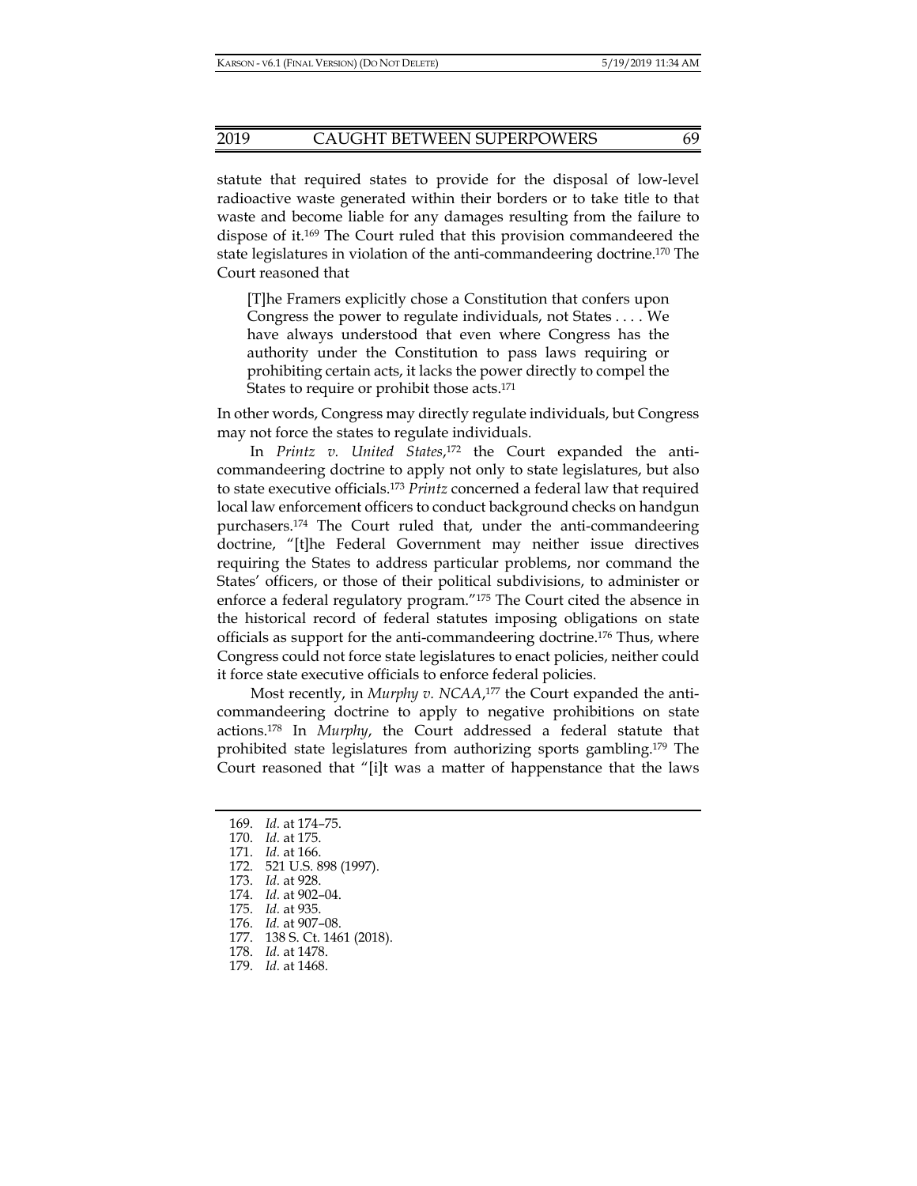statute that required states to provide for the disposal of low-level radioactive waste generated within their borders or to take title to that waste and become liable for any damages resulting from the failure to dispose of it.[169] The Court ruled that this provision commandeered the state legislatures in violation of the anti-commandeering doctrine.[170] The Court reasoned that

> [T]he Framers explicitly chose a Constitution that confers upon Congress the power to regulate individuals, not States . . . . We have always understood that even where Congress has the authority under the Constitution to pass laws requiring or prohibiting certain acts, it lacks the power directly to compel the States to require or prohibit those acts.[171]

In other words, Congress may directly regulate individuals, but Congress may not force the states to regulate individuals.

In *Printz v. United States*,[172] the Court expanded the anti-commandeering doctrine to apply not only to state legislatures, but also to state executive officials.[173] *Printz* concerned a federal law that required local law enforcement officers to conduct background checks on handgun purchasers.[174] The Court ruled that, under the anti-commandeering doctrine, "[t]he Federal Government may neither issue directives requiring the States to address particular problems, nor command the States' officers, or those of their political subdivisions, to administer or enforce a federal regulatory program."[175] The Court cited the absence in the historical record of federal statutes imposing obligations on state officials as support for the anti-commandeering doctrine.[176] Thus, where Congress could not force state legislatures to enact policies, neither could it force state executive officials to enforce federal policies.

Most recently, in *Murphy v. NCAA*,[177] the Court expanded the anti-commandeering doctrine to apply to negative prohibitions on state actions.[178] In *Murphy*, the Court addressed a federal statute that prohibited state legislatures from authorizing sports gambling.[179] The Court reasoned that "[i]t was a matter of happenstance that the laws

---

169. *Id.* at 174–75.
170. *Id.* at 175.
171. *Id.* at 166.
172. 521 U.S. 898 (1997).
173. *Id.* at 928.
174. *Id.* at 902–04.
175. *Id.* at 935.
176. *Id.* at 907–08.
177. 138 S. Ct. 1461 (2018).
178. *Id.* at 1478.
179. *Id.* at 1468.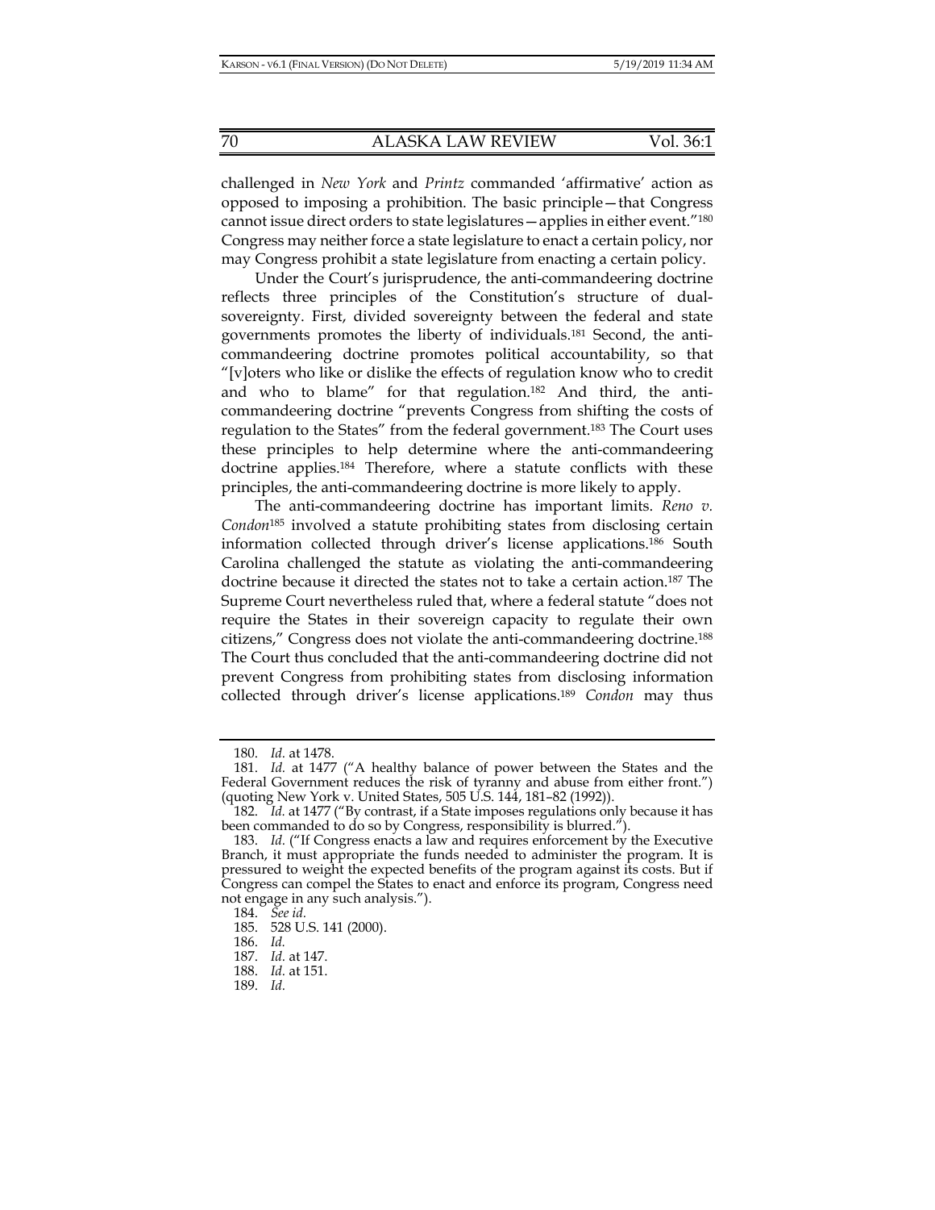challenged in *New York* and *Printz* commanded 'affirmative' action as opposed to imposing a prohibition. The basic principle—that Congress cannot issue direct orders to state legislatures—applies in either event."[180] Congress may neither force a state legislature to enact a certain policy, nor may Congress prohibit a state legislature from enacting a certain policy.

Under the Court's jurisprudence, the anti-commandeering doctrine reflects three principles of the Constitution's structure of dual-sovereignty. First, divided sovereignty between the federal and state governments promotes the liberty of individuals.[181] Second, the anti-commandeering doctrine promotes political accountability, so that "[v]oters who like or dislike the effects of regulation know who to credit and who to blame" for that regulation.[182] And third, the anti-commandeering doctrine "prevents Congress from shifting the costs of regulation to the States" from the federal government.[183] The Court uses these principles to help determine where the anti-commandeering doctrine applies.[184] Therefore, where a statute conflicts with these principles, the anti-commandeering doctrine is more likely to apply.

The anti-commandeering doctrine has important limits. *Reno v. Condon*[185] involved a statute prohibiting states from disclosing certain information collected through driver's license applications.[186] South Carolina challenged the statute as violating the anti-commandeering doctrine because it directed the states not to take a certain action.[187] The Supreme Court nevertheless ruled that, where a federal statute "does not require the States in their sovereign capacity to regulate their own citizens," Congress does not violate the anti-commandeering doctrine.[188] The Court thus concluded that the anti-commandeering doctrine did not prevent Congress from prohibiting states from disclosing information collected through driver's license applications.[189] *Condon* may thus

---

180. *Id.* at 1478.

181. *Id.* at 1477 ("A healthy balance of power between the States and the Federal Government reduces the risk of tyranny and abuse from either front.") (quoting New York v. United States, 505 U.S. 144, 181–82 (1992)).

182. *Id.* at 1477 ("By contrast, if a State imposes regulations only because it has been commanded to do so by Congress, responsibility is blurred.").

183. *Id.* ("If Congress enacts a law and requires enforcement by the Executive Branch, it must appropriate the funds needed to administer the program. It is pressured to weight the expected benefits of the program against its costs. But if Congress can compel the States to enact and enforce its program, Congress need not engage in any such analysis.").

184. *See id.*

185. 528 U.S. 141 (2000).

186. *Id.*

187. *Id.* at 147.

188. *Id.* at 151.

189. *Id.*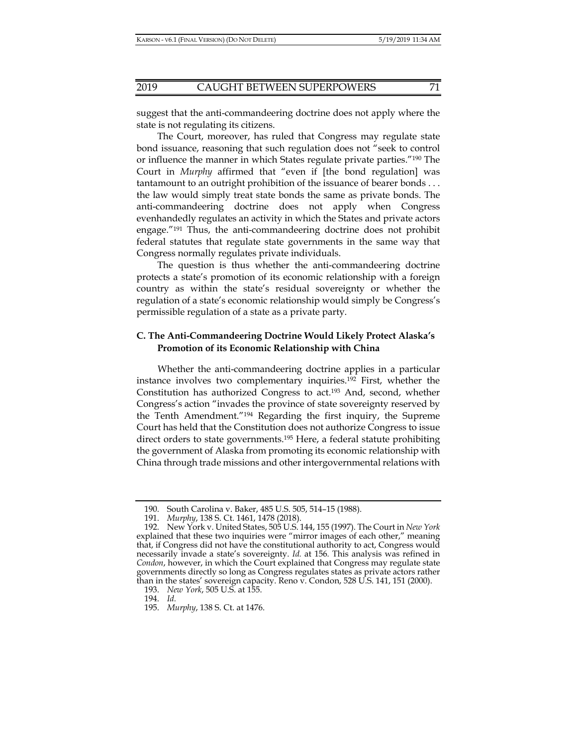suggest that the anti-commandeering doctrine does not apply where the state is not regulating its citizens.

The Court, moreover, has ruled that Congress may regulate state bond issuance, reasoning that such regulation does not "seek to control or influence the manner in which States regulate private parties."[190] The Court in *Murphy* affirmed that "even if [the bond regulation] was tantamount to an outright prohibition of the issuance of bearer bonds . . . the law would simply treat state bonds the same as private bonds. The anti-commandeering doctrine does not apply when Congress evenhandedly regulates an activity in which the States and private actors engage."[191] Thus, the anti-commandeering doctrine does not prohibit federal statutes that regulate state governments in the same way that Congress normally regulates private individuals.

The question is thus whether the anti-commandeering doctrine protects a state's promotion of its economic relationship with a foreign country as within the state's residual sovereignty or whether the regulation of a state's economic relationship would simply be Congress's permissible regulation of a state as a private party.

### C. The Anti-Commandeering Doctrine Would Likely Protect Alaska's Promotion of its Economic Relationship with China

Whether the anti-commandeering doctrine applies in a particular instance involves two complementary inquiries.[192] First, whether the Constitution has authorized Congress to act.[193] And, second, whether Congress's action "invades the province of state sovereignty reserved by the Tenth Amendment."[194] Regarding the first inquiry, the Supreme Court has held that the Constitution does not authorize Congress to issue direct orders to state governments.[195] Here, a federal statute prohibiting the government of Alaska from promoting its economic relationship with China through trade missions and other intergovernmental relations with

---

190. South Carolina v. Baker, 485 U.S. 505, 514–15 (1988).

191. *Murphy*, 138 S. Ct. 1461, 1478 (2018).

192. New York v. United States, 505 U.S. 144, 155 (1997). The Court in *New York* explained that these two inquiries were "mirror images of each other," meaning that, if Congress did not have the constitutional authority to act, Congress would necessarily invade a state's sovereignty. *Id.* at 156. This analysis was refined in *Condon*, however, in which the Court explained that Congress may regulate state governments directly so long as Congress regulates states as private actors rather than in the states' sovereign capacity. Reno v. Condon, 528 U.S. 141, 151 (2000).

193. *New York*, 505 U.S. at 155.

194. *Id.*

195. *Murphy*, 138 S. Ct. at 1476.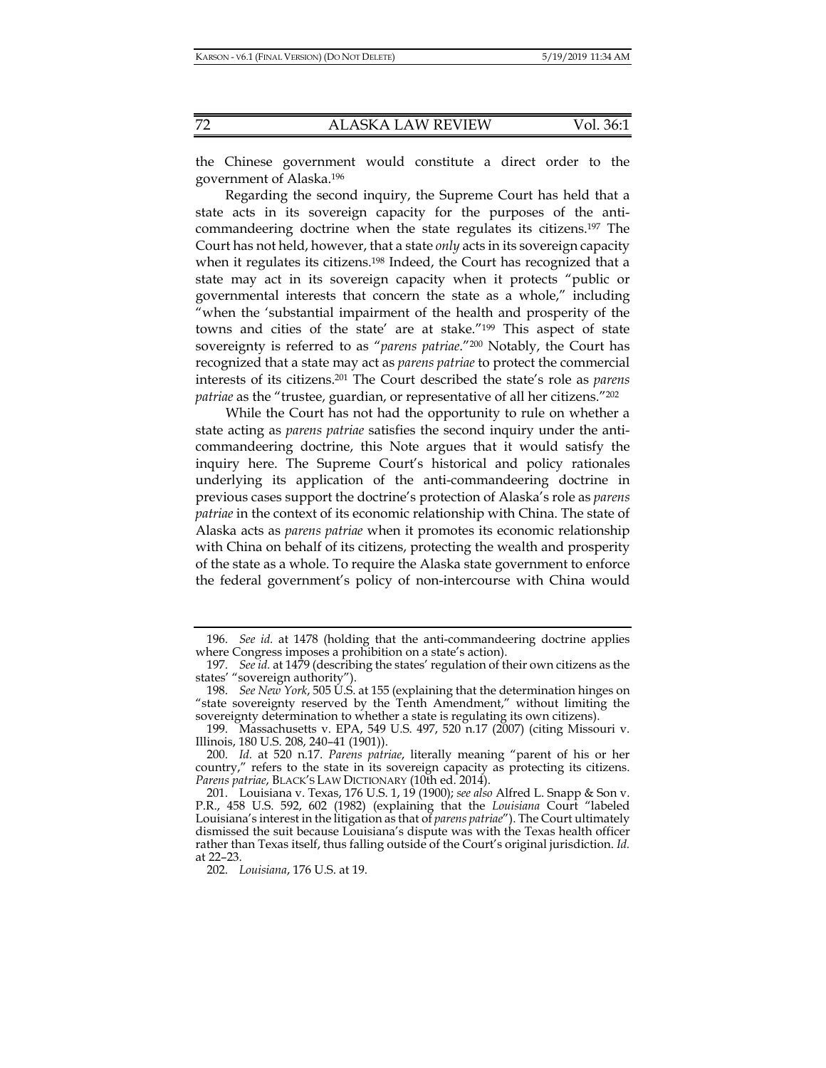the Chinese government would constitute a direct order to the government of Alaska.[196]

Regarding the second inquiry, the Supreme Court has held that a state acts in its sovereign capacity for the purposes of the anti-commandeering doctrine when the state regulates its citizens.[197] The Court has not held, however, that a state *only* acts in its sovereign capacity when it regulates its citizens.[198] Indeed, the Court has recognized that a state may act in its sovereign capacity when it protects "public or governmental interests that concern the state as a whole," including "when the 'substantial impairment of the health and prosperity of the towns and cities of the state' are at stake."[199] This aspect of state sovereignty is referred to as "*parens patriae*."[200] Notably, the Court has recognized that a state may act as *parens patriae* to protect the commercial interests of its citizens.[201] The Court described the state's role as *parens patriae* as the "trustee, guardian, or representative of all her citizens."[202]

While the Court has not had the opportunity to rule on whether a state acting as *parens patriae* satisfies the second inquiry under the anti-commandeering doctrine, this Note argues that it would satisfy the inquiry here. The Supreme Court's historical and policy rationales underlying its application of the anti-commandeering doctrine in previous cases support the doctrine's protection of Alaska's role as *parens patriae* in the context of its economic relationship with China. The state of Alaska acts as *parens patriae* when it promotes its economic relationship with China on behalf of its citizens, protecting the wealth and prosperity of the state as a whole. To require the Alaska state government to enforce the federal government's policy of non-intercourse with China would

---

196. *See id.* at 1478 (holding that the anti-commandeering doctrine applies where Congress imposes a prohibition on a state's action).

197. *See id.* at 1479 (describing the states' regulation of their own citizens as the states' "sovereign authority").

198. *See New York*, 505 U.S. at 155 (explaining that the determination hinges on "state sovereignty reserved by the Tenth Amendment," without limiting the sovereignty determination to whether a state is regulating its own citizens).

199. Massachusetts v. EPA, 549 U.S. 497, 520 n.17 (2007) (citing Missouri v. Illinois, 180 U.S. 208, 240–41 (1901)).

200. *Id.* at 520 n.17. *Parens patriae*, literally meaning "parent of his or her country," refers to the state in its sovereign capacity as protecting its citizens. *Parens patriae*, BLACK'S LAW DICTIONARY (10th ed. 2014).

201. Louisiana v. Texas, 176 U.S. 1, 19 (1900); *see also* Alfred L. Snapp & Son v. P.R., 458 U.S. 592, 602 (1982) (explaining that the *Louisiana* Court "labeled Louisiana's interest in the litigation as that of *parens patriae*"). The Court ultimately dismissed the suit because Louisiana's dispute was with the Texas health officer rather than Texas itself, thus falling outside of the Court's original jurisdiction. *Id.* at 22–23.

202. *Louisiana*, 176 U.S. at 19.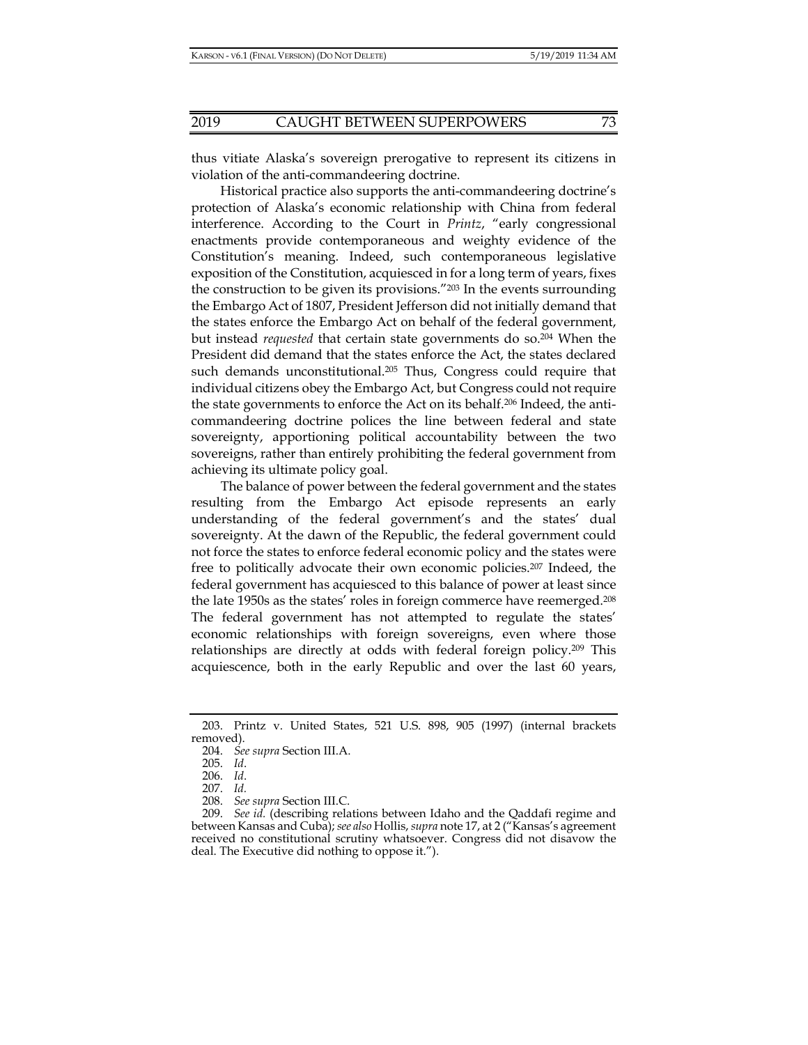thus vitiate Alaska's sovereign prerogative to represent its citizens in violation of the anti-commandeering doctrine.

Historical practice also supports the anti-commandeering doctrine's protection of Alaska's economic relationship with China from federal interference. According to the Court in *Printz*, "early congressional enactments provide contemporaneous and weighty evidence of the Constitution's meaning. Indeed, such contemporaneous legislative exposition of the Constitution, acquiesced in for a long term of years, fixes the construction to be given its provisions."[203] In the events surrounding the Embargo Act of 1807, President Jefferson did not initially demand that the states enforce the Embargo Act on behalf of the federal government, but instead *requested* that certain state governments do so.[204] When the President did demand that the states enforce the Act, the states declared such demands unconstitutional.[205] Thus, Congress could require that individual citizens obey the Embargo Act, but Congress could not require the state governments to enforce the Act on its behalf.[206] Indeed, the anti-commandeering doctrine polices the line between federal and state sovereignty, apportioning political accountability between the two sovereigns, rather than entirely prohibiting the federal government from achieving its ultimate policy goal.

The balance of power between the federal government and the states resulting from the Embargo Act episode represents an early understanding of the federal government's and the states' dual sovereignty. At the dawn of the Republic, the federal government could not force the states to enforce federal economic policy and the states were free to politically advocate their own economic policies.[207] Indeed, the federal government has acquiesced to this balance of power at least since the late 1950s as the states' roles in foreign commerce have reemerged.[208] The federal government has not attempted to regulate the states' economic relationships with foreign sovereigns, even where those relationships are directly at odds with federal foreign policy.[209] This acquiescence, both in the early Republic and over the last 60 years,

---

203. Printz v. United States, 521 U.S. 898, 905 (1997) (internal brackets removed).

204. *See supra* Section III.A.

205. *Id*.

206. *Id*.

207. *Id*.

208. *See supra* Section III.C.

209. *See id.* (describing relations between Idaho and the Qaddafi regime and between Kansas and Cuba); *see also* Hollis, *supra* note 17, at 2 ("Kansas's agreement received no constitutional scrutiny whatsoever. Congress did not disavow the deal. The Executive did nothing to oppose it.").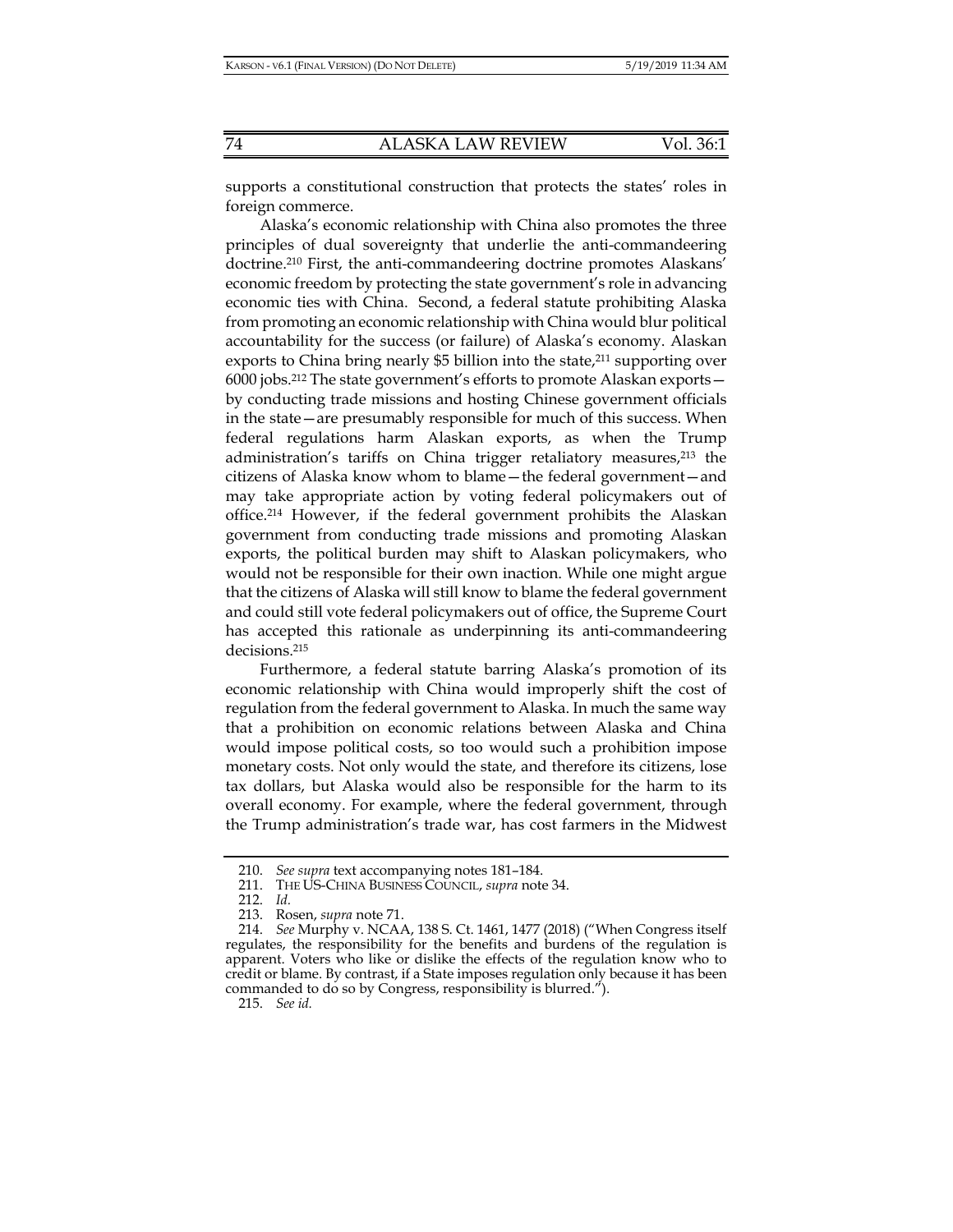supports a constitutional construction that protects the states' roles in foreign commerce.

Alaska's economic relationship with China also promotes the three principles of dual sovereignty that underlie the anti-commandeering doctrine.[210] First, the anti-commandeering doctrine promotes Alaskans' economic freedom by protecting the state government's role in advancing economic ties with China. Second, a federal statute prohibiting Alaska from promoting an economic relationship with China would blur political accountability for the success (or failure) of Alaska's economy. Alaskan exports to China bring nearly $5 billion into the state,[211] supporting over 6000 jobs.[212] The state government's efforts to promote Alaskan exports—by conducting trade missions and hosting Chinese government officials in the state—are presumably responsible for much of this success. When federal regulations harm Alaskan exports, as when the Trump administration's tariffs on China trigger retaliatory measures,[213] the citizens of Alaska know whom to blame—the federal government—and may take appropriate action by voting federal policymakers out of office.[214] However, if the federal government prohibits the Alaskan government from conducting trade missions and promoting Alaskan exports, the political burden may shift to Alaskan policymakers, who would not be responsible for their own inaction. While one might argue that the citizens of Alaska will still know to blame the federal government and could still vote federal policymakers out of office, the Supreme Court has accepted this rationale as underpinning its anti-commandeering decisions.[215]

Furthermore, a federal statute barring Alaska's promotion of its economic relationship with China would improperly shift the cost of regulation from the federal government to Alaska. In much the same way that a prohibition on economic relations between Alaska and China would impose political costs, so too would such a prohibition impose monetary costs. Not only would the state, and therefore its citizens, lose tax dollars, but Alaska would also be responsible for the harm to its overall economy. For example, where the federal government, through the Trump administration's trade war, has cost farmers in the Midwest

---

210. *See supra* text accompanying notes 181–184.

211. THE US-CHINA BUSINESS COUNCIL, *supra* note 34.

212. *Id.*

213. Rosen, *supra* note 71.

214. *See* Murphy v. NCAA, 138 S. Ct. 1461, 1477 (2018) ("When Congress itself regulates, the responsibility for the benefits and burdens of the regulation is apparent. Voters who like or dislike the effects of the regulation know who to credit or blame. By contrast, if a State imposes regulation only because it has been commanded to do so by Congress, responsibility is blurred.").

215. *See id.*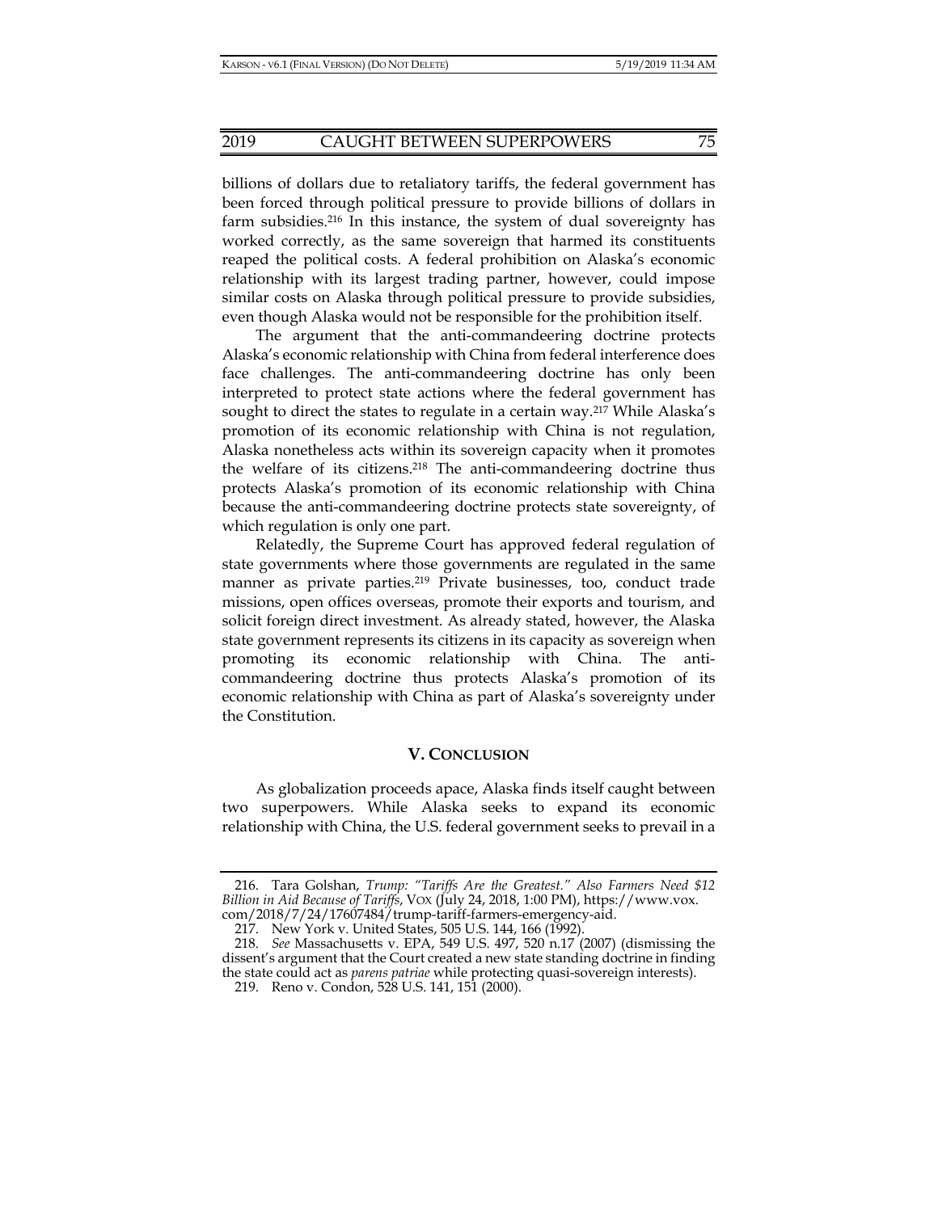billions of dollars due to retaliatory tariffs, the federal government has been forced through political pressure to provide billions of dollars in farm subsidies.[216] In this instance, the system of dual sovereignty has worked correctly, as the same sovereign that harmed its constituents reaped the political costs. A federal prohibition on Alaska's economic relationship with its largest trading partner, however, could impose similar costs on Alaska through political pressure to provide subsidies, even though Alaska would not be responsible for the prohibition itself.

The argument that the anti-commandeering doctrine protects Alaska's economic relationship with China from federal interference does face challenges. The anti-commandeering doctrine has only been interpreted to protect state actions where the federal government has sought to direct the states to regulate in a certain way.[217] While Alaska's promotion of its economic relationship with China is not regulation, Alaska nonetheless acts within its sovereign capacity when it promotes the welfare of its citizens.[218] The anti-commandeering doctrine thus protects Alaska's promotion of its economic relationship with China because the anti-commandeering doctrine protects state sovereignty, of which regulation is only one part.

Relatedly, the Supreme Court has approved federal regulation of state governments where those governments are regulated in the same manner as private parties.[219] Private businesses, too, conduct trade missions, open offices overseas, promote their exports and tourism, and solicit foreign direct investment. As already stated, however, the Alaska state government represents its citizens in its capacity as sovereign when promoting its economic relationship with China. The anti-commandeering doctrine thus protects Alaska's promotion of its economic relationship with China as part of Alaska's sovereignty under the Constitution.

## V. CONCLUSION

As globalization proceeds apace, Alaska finds itself caught between two superpowers. While Alaska seeks to expand its economic relationship with China, the U.S. federal government seeks to prevail in a

216. Tara Golshan, *Trump: "Tariffs Are the Greatest." Also Farmers Need $12 Billion in Aid Because of Tariffs*, VOX (July 24, 2018, 1:00 PM), https://www.vox.com/2018/7/24/17607484/trump-tariff-farmers-emergency-aid.

217. New York v. United States, 505 U.S. 144, 166 (1992).

218. *See* Massachusetts v. EPA, 549 U.S. 497, 520 n.17 (2007) (dismissing the dissent's argument that the Court created a new state standing doctrine in finding the state could act as *parens patriae* while protecting quasi-sovereign interests).

219. Reno v. Condon, 528 U.S. 141, 151 (2000).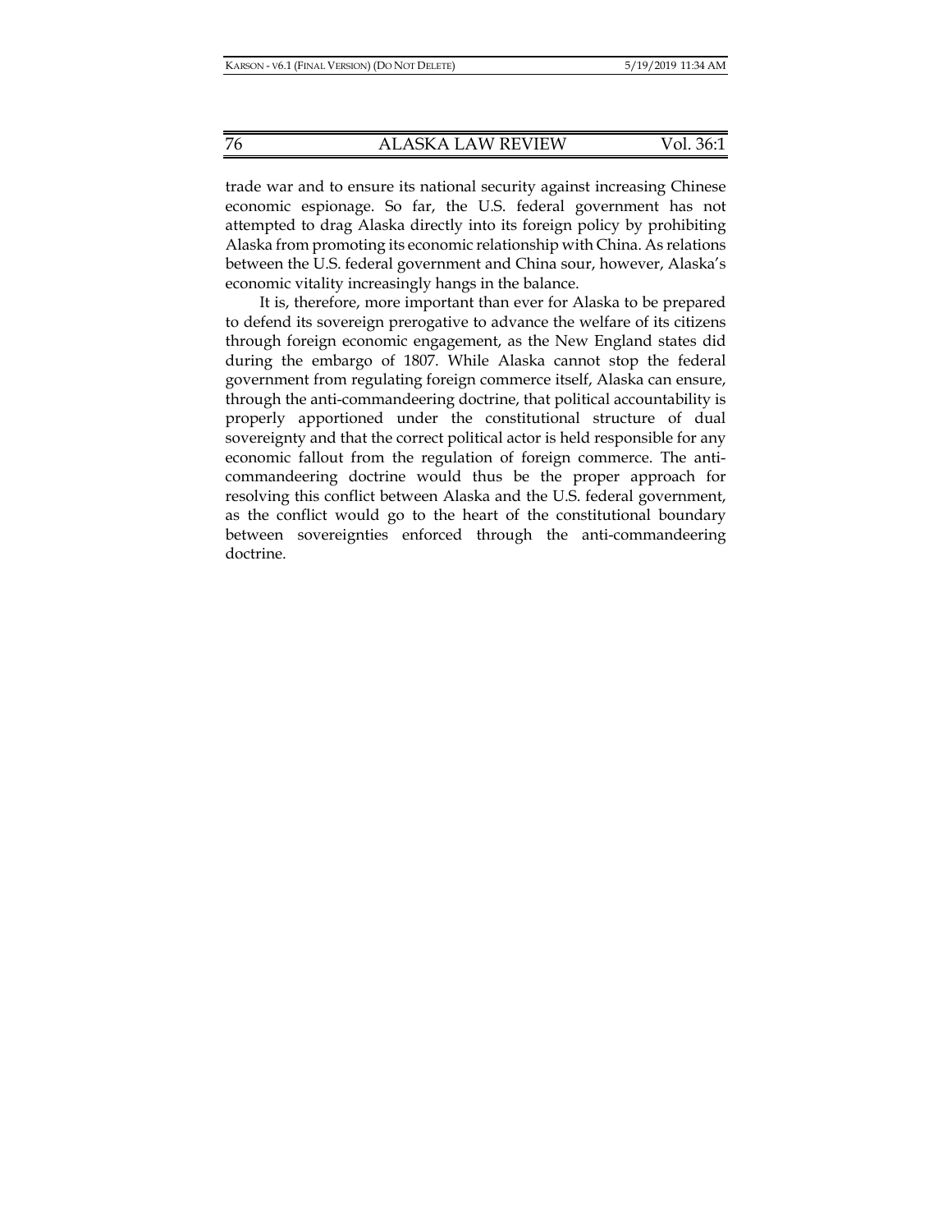trade war and to ensure its national security against increasing Chinese economic espionage. So far, the U.S. federal government has not attempted to drag Alaska directly into its foreign policy by prohibiting Alaska from promoting its economic relationship with China. As relations between the U.S. federal government and China sour, however, Alaska's economic vitality increasingly hangs in the balance.

It is, therefore, more important than ever for Alaska to be prepared to defend its sovereign prerogative to advance the welfare of its citizens through foreign economic engagement, as the New England states did during the embargo of 1807. While Alaska cannot stop the federal government from regulating foreign commerce itself, Alaska can ensure, through the anti-commandeering doctrine, that political accountability is properly apportioned under the constitutional structure of dual sovereignty and that the correct political actor is held responsible for any economic fallout from the regulation of foreign commerce. The anti-commandeering doctrine would thus be the proper approach for resolving this conflict between Alaska and the U.S. federal government, as the conflict would go to the heart of the constitutional boundary between sovereignties enforced through the anti-commandeering doctrine.